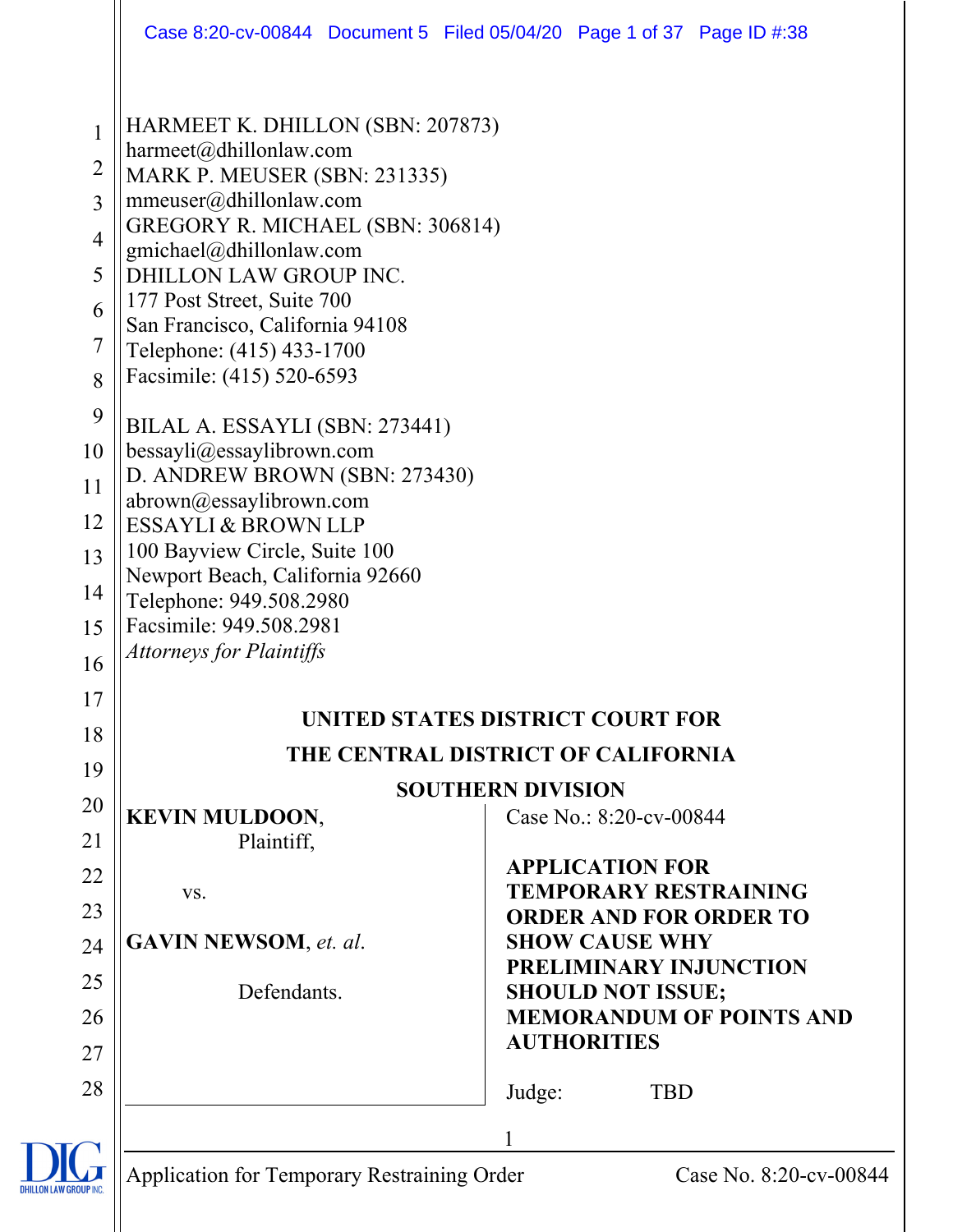HARMEET K. DHILLON (SBN: 207873)
harmeet@dhillonlaw.com
MARK P. MEUSER (SBN: 231335)
mmeuser@dhillonlaw.com
GREGORY R. MICHAEL (SBN: 306814)
gmichael@dhillonlaw.com
DHILLON LAW GROUP INC.
177 Post Street, Suite 700
San Francisco, California 94108
Telephone: (415) 433-1700
Facsimile: (415) 520-6593

BILAL A. ESSAYLI (SBN: 273441)
bessayli@essaylibrown.com
D. ANDREW BROWN (SBN: 273430)
abrown@essaylibrown.com
ESSAYLI & BROWN LLP
100 Bayview Circle, Suite 100
Newport Beach, California 92660
Telephone: 949.508.2980
Facsimile: 949.508.2981
*Attorneys for Plaintiffs*

**UNITED STATES DISTRICT COURT FOR**
**THE CENTRAL DISTRICT OF CALIFORNIA**
**SOUTHERN DIVISION**

**KEVIN MULDOON**,
Plaintiff,

vs.

**GAVIN NEWSOM**, *et. al.*

Defendants.

Case No.: 8:20-cv-00844

**APPLICATION FOR TEMPORARY RESTRAINING ORDER AND FOR ORDER TO SHOW CAUSE WHY PRELIMINARY INJUNCTION SHOULD NOT ISSUE; MEMORANDUM OF POINTS AND AUTHORITIES**

Judge: TBD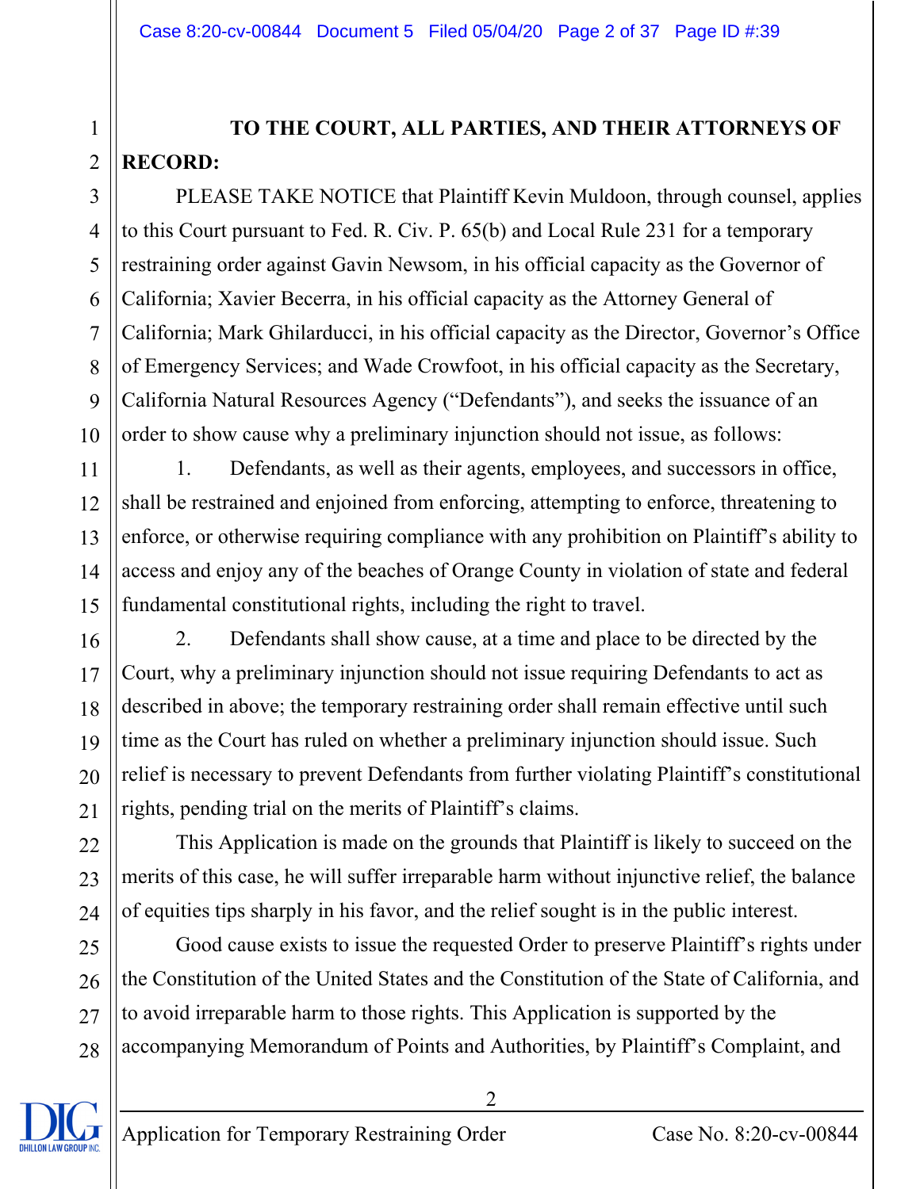**TO THE COURT, ALL PARTIES, AND THEIR ATTORNEYS OF RECORD:**

PLEASE TAKE NOTICE that Plaintiff Kevin Muldoon, through counsel, applies to this Court pursuant to Fed. R. Civ. P. 65(b) and Local Rule 231 for a temporary restraining order against Gavin Newsom, in his official capacity as the Governor of California; Xavier Becerra, in his official capacity as the Attorney General of California; Mark Ghilarducci, in his official capacity as the Director, Governor's Office of Emergency Services; and Wade Crowfoot, in his official capacity as the Secretary, California Natural Resources Agency ("Defendants"), and seeks the issuance of an order to show cause why a preliminary injunction should not issue, as follows:

1. Defendants, as well as their agents, employees, and successors in office, shall be restrained and enjoined from enforcing, attempting to enforce, threatening to enforce, or otherwise requiring compliance with any prohibition on Plaintiff's ability to access and enjoy any of the beaches of Orange County in violation of state and federal fundamental constitutional rights, including the right to travel.

2. Defendants shall show cause, at a time and place to be directed by the Court, why a preliminary injunction should not issue requiring Defendants to act as described in above; the temporary restraining order shall remain effective until such time as the Court has ruled on whether a preliminary injunction should issue. Such relief is necessary to prevent Defendants from further violating Plaintiff's constitutional rights, pending trial on the merits of Plaintiff's claims.

This Application is made on the grounds that Plaintiff is likely to succeed on the merits of this case, he will suffer irreparable harm without injunctive relief, the balance of equities tips sharply in his favor, and the relief sought is in the public interest.

Good cause exists to issue the requested Order to preserve Plaintiff's rights under the Constitution of the United States and the Constitution of the State of California, and to avoid irreparable harm to those rights. This Application is supported by the accompanying Memorandum of Points and Authorities, by Plaintiff's Complaint, and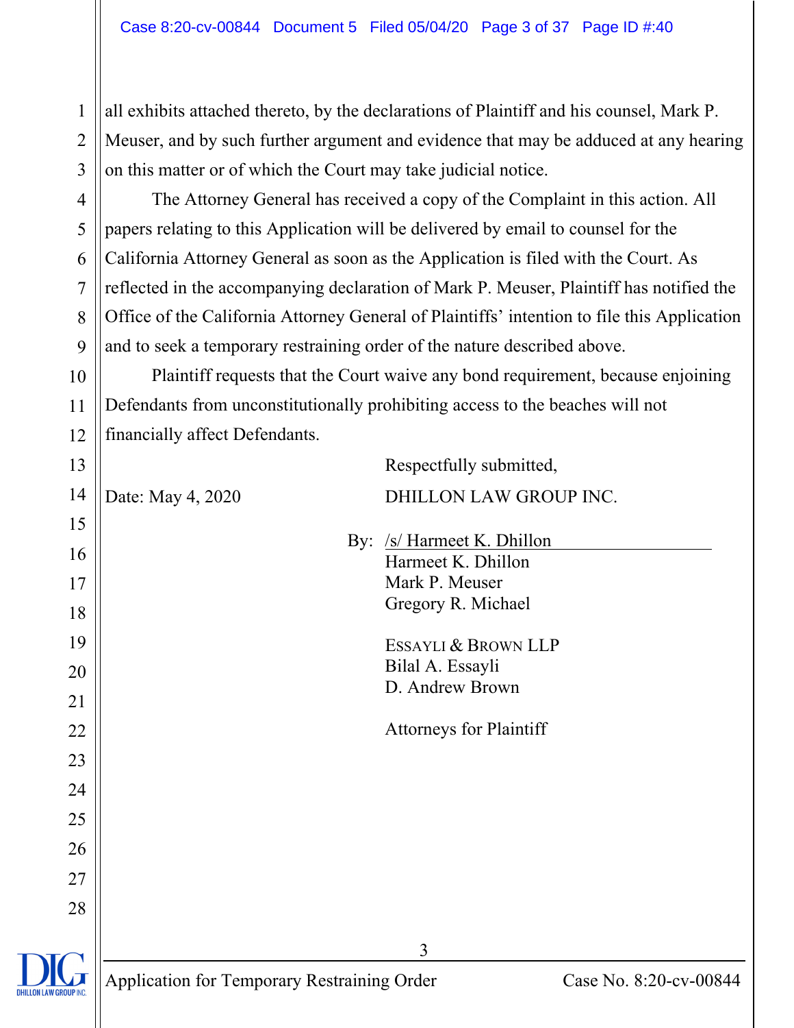all exhibits attached thereto, by the declarations of Plaintiff and his counsel, Mark P. Meuser, and by such further argument and evidence that may be adduced at any hearing on this matter or of which the Court may take judicial notice.

The Attorney General has received a copy of the Complaint in this action. All papers relating to this Application will be delivered by email to counsel for the California Attorney General as soon as the Application is filed with the Court. As reflected in the accompanying declaration of Mark P. Meuser, Plaintiff has notified the Office of the California Attorney General of Plaintiffs' intention to file this Application and to seek a temporary restraining order of the nature described above.

Plaintiff requests that the Court waive any bond requirement, because enjoining Defendants from unconstitutionally prohibiting access to the beaches will not financially affect Defendants.

Respectfully submitted,

Date: May 4, 2020

DHILLON LAW GROUP INC.

By: /s/ Harmeet K. Dhillon
Harmeet K. Dhillon
Mark P. Meuser
Gregory R. Michael

ESSAYLI & BROWN LLP
Bilal A. Essayli
D. Andrew Brown

Attorneys for Plaintiff

Application for Temporary Restraining Order — Case No. 8:20-cv-00844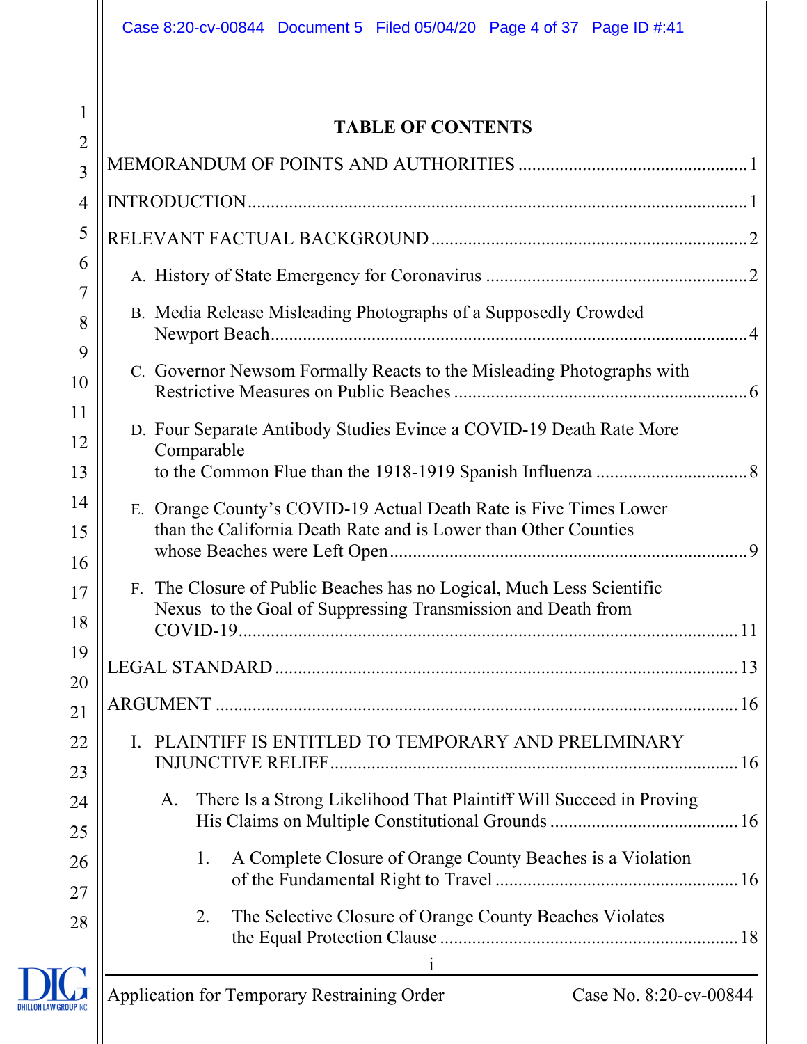## TABLE OF CONTENTS

MEMORANDUM OF POINTS AND AUTHORITIES ..... 1

INTRODUCTION ..... 1

RELEVANT FACTUAL BACKGROUND ..... 2

- A. History of State Emergency for Coronavirus ..... 2
- B. Media Release Misleading Photographs of a Supposedly Crowded Newport Beach ..... 4
- C. Governor Newsom Formally Reacts to the Misleading Photographs with Restrictive Measures on Public Beaches ..... 6
- D. Four Separate Antibody Studies Evince a COVID-19 Death Rate More Comparable to the Common Flue than the 1918-1919 Spanish Influenza ..... 8
- E. Orange County's COVID-19 Actual Death Rate is Five Times Lower than the California Death Rate and is Lower than Other Counties whose Beaches were Left Open ..... 9
- F. The Closure of Public Beaches has no Logical, Much Less Scientific Nexus to the Goal of Suppressing Transmission and Death from COVID-19 ..... 11

LEGAL STANDARD ..... 13

ARGUMENT ..... 16

- I. PLAINTIFF IS ENTITLED TO TEMPORARY AND PRELIMINARY INJUNCTIVE RELIEF ..... 16
  - A. There Is a Strong Likelihood That Plaintiff Will Succeed in Proving His Claims on Multiple Constitutional Grounds ..... 16
    - 1. A Complete Closure of Orange County Beaches is a Violation of the Fundamental Right to Travel ..... 16
    - 2. The Selective Closure of Orange County Beaches Violates the Equal Protection Clause ..... 18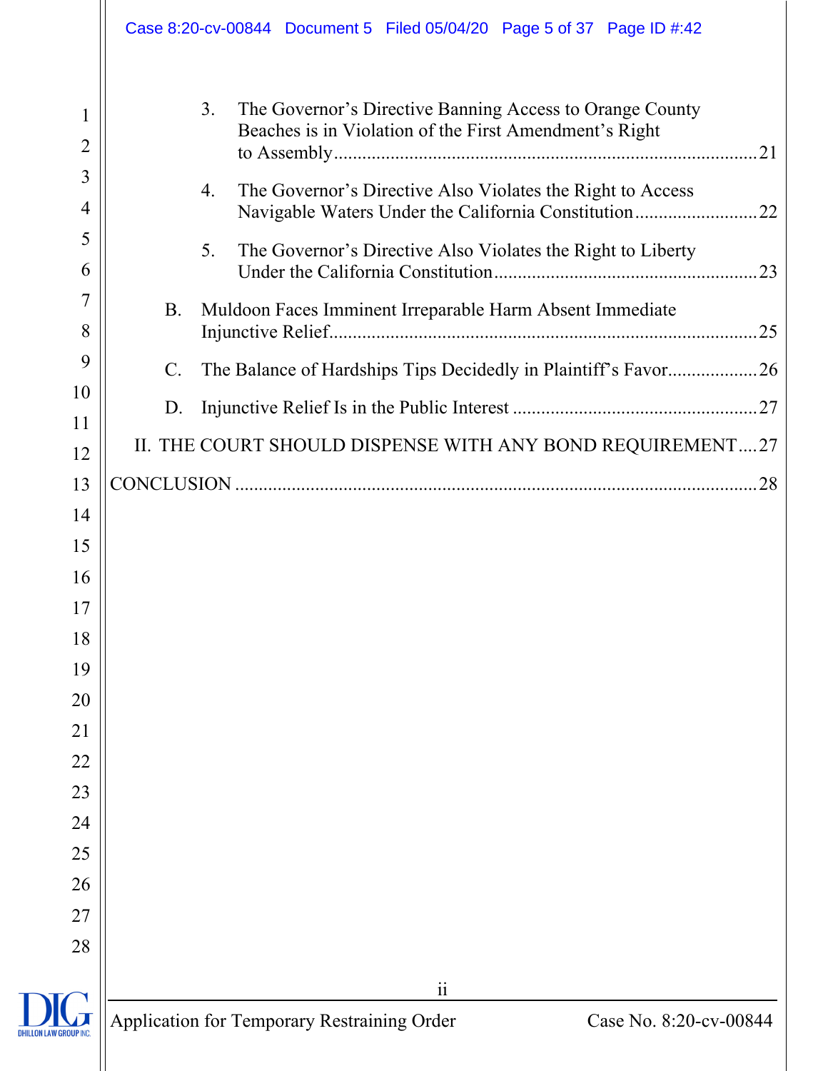3. The Governor's Directive Banning Access to Orange County Beaches is in Violation of the First Amendment's Right to Assembly....21

4. The Governor's Directive Also Violates the Right to Access Navigable Waters Under the California Constitution....22

5. The Governor's Directive Also Violates the Right to Liberty Under the California Constitution....23

B. Muldoon Faces Imminent Irreparable Harm Absent Immediate Injunctive Relief....25

C. The Balance of Hardships Tips Decidedly in Plaintiff's Favor....26

D. Injunctive Relief Is in the Public Interest....27

II. THE COURT SHOULD DISPENSE WITH ANY BOND REQUIREMENT....27

CONCLUSION....28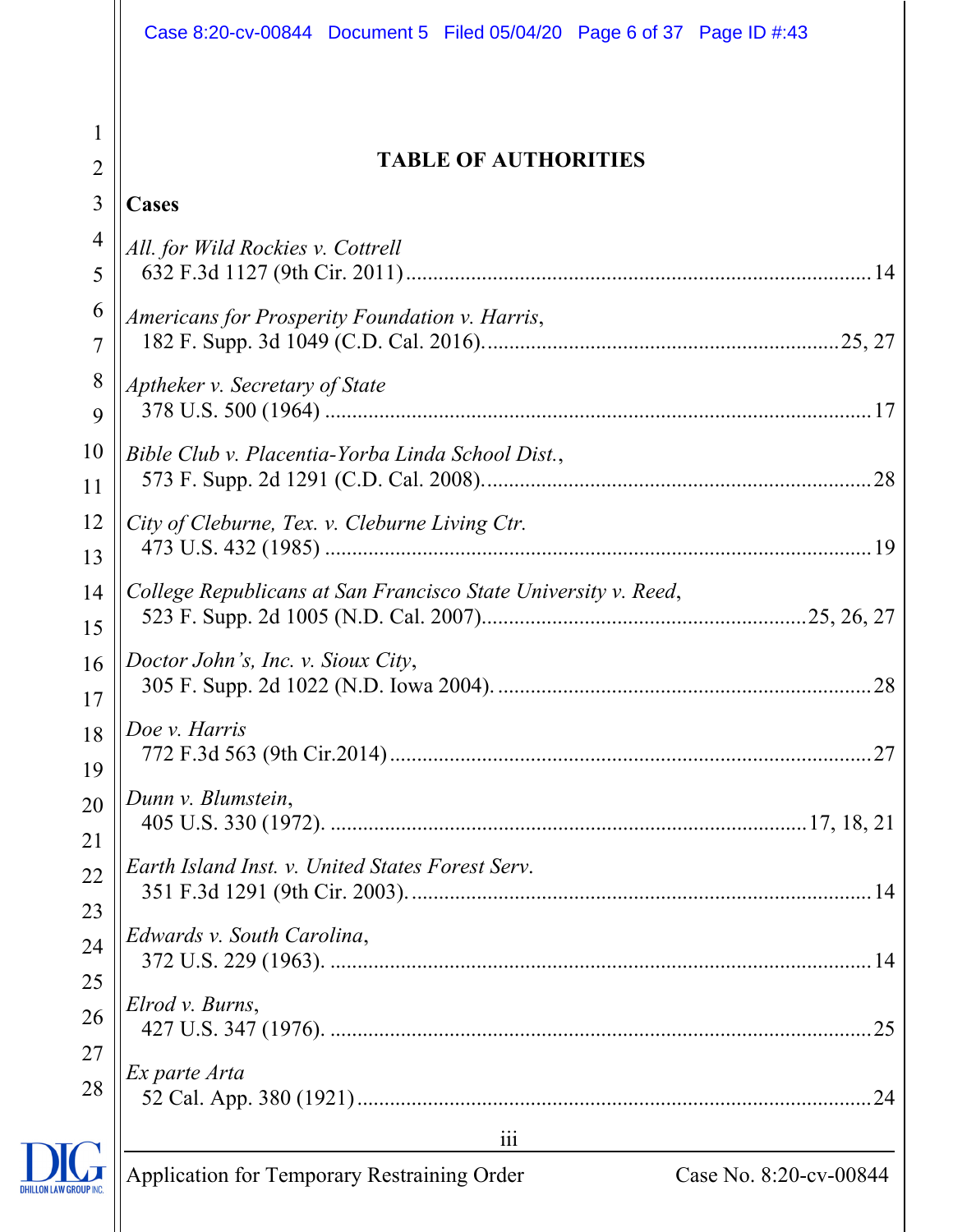## TABLE OF AUTHORITIES

### Cases

*All. for Wild Rockies v. Cottrell*
632 F.3d 1127 (9th Cir. 2011) ........................................ 14

*Americans for Prosperity Foundation v. Harris*,
182 F. Supp. 3d 1049 (C.D. Cal. 2016) ........................................ 25, 27

*Aptheker v. Secretary of State*
378 U.S. 500 (1964) ........................................ 17

*Bible Club v. Placentia-Yorba Linda School Dist.*,
573 F. Supp. 2d 1291 (C.D. Cal. 2008) ........................................ 28

*City of Cleburne, Tex. v. Cleburne Living Ctr.*
473 U.S. 432 (1985) ........................................ 19

*College Republicans at San Francisco State University v. Reed*,
523 F. Supp. 2d 1005 (N.D. Cal. 2007) ........................................ 25, 26, 27

*Doctor John's, Inc. v. Sioux City*,
305 F. Supp. 2d 1022 (N.D. Iowa 2004) ........................................ 28

*Doe v. Harris*
772 F.3d 563 (9th Cir.2014) ........................................ 27

*Dunn v. Blumstein*,
405 U.S. 330 (1972) ........................................ 17, 18, 21

*Earth Island Inst. v. United States Forest Serv.*
351 F.3d 1291 (9th Cir. 2003) ........................................ 14

*Edwards v. South Carolina*,
372 U.S. 229 (1963) ........................................ 14

*Elrod v. Burns*,
427 U.S. 347 (1976) ........................................ 25

*Ex parte Arta*
52 Cal. App. 380 (1921) ........................................ 24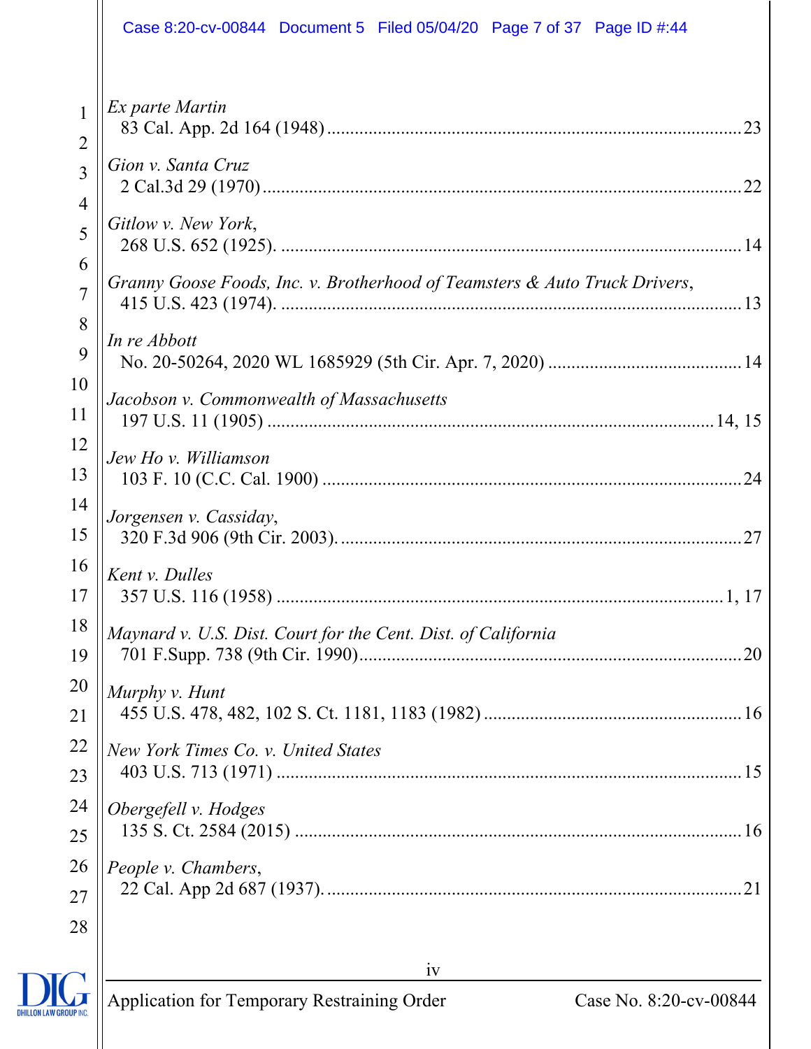*Ex parte Martin*
83 Cal. App. 2d 164 (1948) .......................................................................................... 23

*Gion v. Santa Cruz*
2 Cal.3d 29 (1970) ......................................................................................................... 22

*Gitlow v. New York*,
268 U.S. 652 (1925). ...................................................................................................... 14

*Granny Goose Foods, Inc. v. Brotherhood of Teamsters & Auto Truck Drivers*,
415 U.S. 423 (1974). ...................................................................................................... 13

*In re Abbott*
No. 20-50264, 2020 WL 1685929 (5th Cir. Apr. 7, 2020) .......................................... 14

*Jacobson v. Commonwealth of Massachusetts*
197 U.S. 11 (1905) ................................................................................................ 14, 15

*Jew Ho v. Williamson*
103 F. 10 (C.C. Cal. 1900) ............................................................................................ 24

*Jorgensen v. Cassiday*,
320 F.3d 906 (9th Cir. 2003). ........................................................................................ 27

*Kent v. Dulles*
357 U.S. 116 (1958) .................................................................................................. 1, 17

*Maynard v. U.S. Dist. Court for the Cent. Dist. of California*
701 F.Supp. 738 (9th Cir. 1990) .................................................................................... 20

*Murphy v. Hunt*
455 U.S. 478, 482, 102 S. Ct. 1181, 1183 (1982) ........................................................ 16

*New York Times Co. v. United States*
403 U.S. 713 (1971) ...................................................................................................... 15

*Obergefell v. Hodges*
135 S. Ct. 2584 (2015) .................................................................................................. 16

*People v. Chambers*,
22 Cal. App 2d 687 (1937). ........................................................................................... 21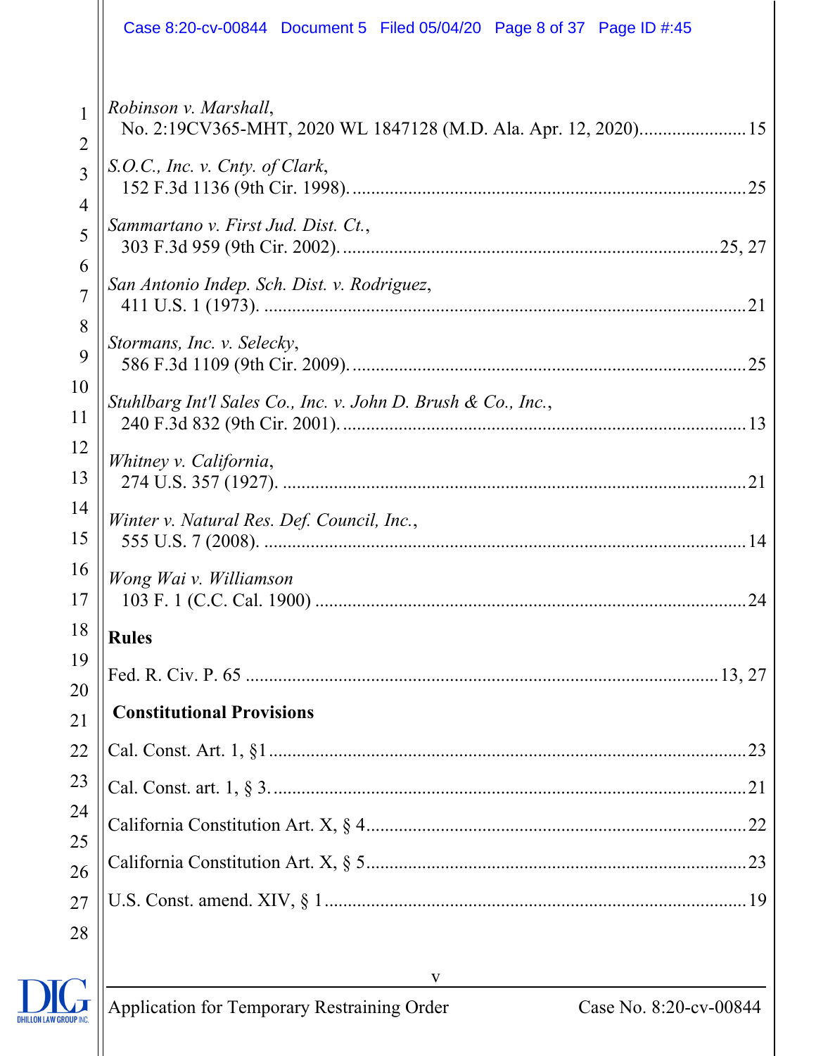*Robinson v. Marshall*,
No. 2:19CV365-MHT, 2020 WL 1847128 (M.D. Ala. Apr. 12, 2020)....................... 15

*S.O.C., Inc. v. Cnty. of Clark*,
152 F.3d 1136 (9th Cir. 1998)................................................................................... 25

*Sammartano v. First Jud. Dist. Ct.*,
303 F.3d 959 (9th Cir. 2002)............................................................................... 25, 27

*San Antonio Indep. Sch. Dist. v. Rodriguez*,
411 U.S. 1 (1973)...................................................................................................... 21

*Stormans, Inc. v. Selecky*,
586 F.3d 1109 (9th Cir. 2009)................................................................................... 25

*Stuhlbarg Int'l Sales Co., Inc. v. John D. Brush & Co., Inc.*,
240 F.3d 832 (9th Cir. 2001)..................................................................................... 13

*Whitney v. California*,
274 U.S. 357 (1927)................................................................................................... 21

*Winter v. Natural Res. Def. Council, Inc.*,
555 U.S. 7 (2008)....................................................................................................... 14

*Wong Wai v. Williamson*
103 F. 1 (C.C. Cal. 1900)........................................................................................... 24

**Rules**

Fed. R. Civ. P. 65 ............................................................................................... 13, 27

**Constitutional Provisions**

Cal. Const. Art. 1, §1.................................................................................................. 23

Cal. Const. art. 1, § 3.................................................................................................. 21

California Constitution Art. X, § 4............................................................................. 22

California Constitution Art. X, § 5............................................................................. 23

U.S. Const. amend. XIV, § 1...................................................................................... 19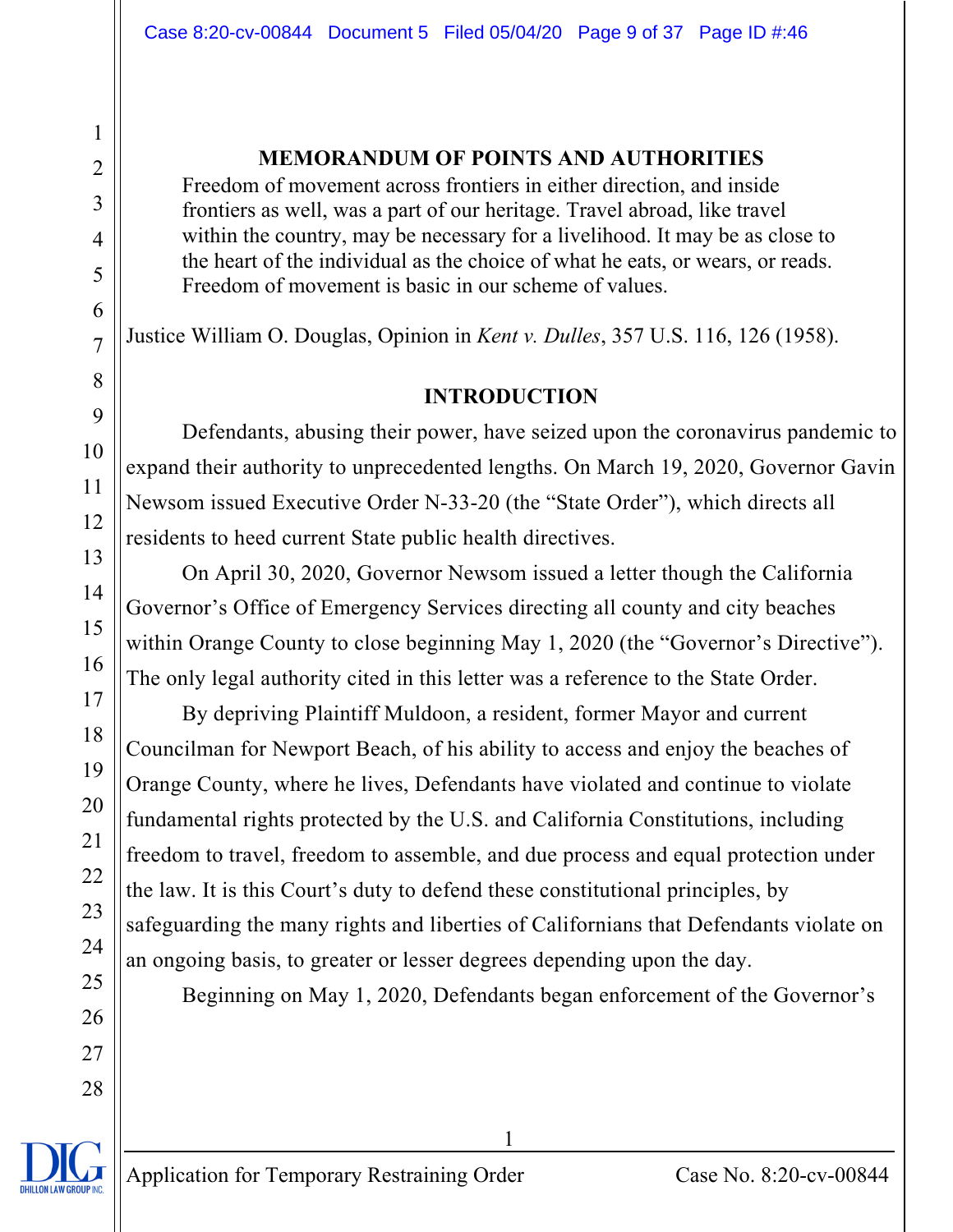## MEMORANDUM OF POINTS AND AUTHORITIES

> Freedom of movement across frontiers in either direction, and inside frontiers as well, was a part of our heritage. Travel abroad, like travel within the country, may be necessary for a livelihood. It may be as close to the heart of the individual as the choice of what he eats, or wears, or reads. Freedom of movement is basic in our scheme of values.

Justice William O. Douglas, Opinion in *Kent v. Dulles*, 357 U.S. 116, 126 (1958).

## INTRODUCTION

Defendants, abusing their power, have seized upon the coronavirus pandemic to expand their authority to unprecedented lengths. On March 19, 2020, Governor Gavin Newsom issued Executive Order N-33-20 (the "State Order"), which directs all residents to heed current State public health directives.

On April 30, 2020, Governor Newsom issued a letter though the California Governor's Office of Emergency Services directing all county and city beaches within Orange County to close beginning May 1, 2020 (the "Governor's Directive"). The only legal authority cited in this letter was a reference to the State Order.

By depriving Plaintiff Muldoon, a resident, former Mayor and current Councilman for Newport Beach, of his ability to access and enjoy the beaches of Orange County, where he lives, Defendants have violated and continue to violate fundamental rights protected by the U.S. and California Constitutions, including freedom to travel, freedom to assemble, and due process and equal protection under the law. It is this Court's duty to defend these constitutional principles, by safeguarding the many rights and liberties of Californians that Defendants violate on an ongoing basis, to greater or lesser degrees depending upon the day.

Beginning on May 1, 2020, Defendants began enforcement of the Governor's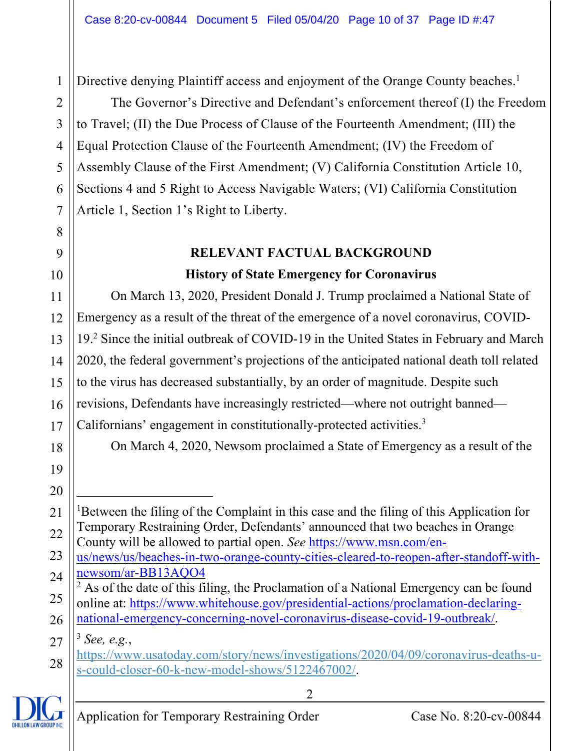Directive denying Plaintiff access and enjoyment of the Orange County beaches.[1]

The Governor's Directive and Defendant's enforcement thereof (I) the Freedom to Travel; (II) the Due Process of Clause of the Fourteenth Amendment; (III) the Equal Protection Clause of the Fourteenth Amendment; (IV) the Freedom of Assembly Clause of the First Amendment; (V) California Constitution Article 10, Sections 4 and 5 Right to Access Navigable Waters; (VI) California Constitution Article 1, Section 1's Right to Liberty.

## RELEVANT FACTUAL BACKGROUND

### History of State Emergency for Coronavirus

On March 13, 2020, President Donald J. Trump proclaimed a National State of Emergency as a result of the threat of the emergence of a novel coronavirus, COVID-19.[2] Since the initial outbreak of COVID-19 in the United States in February and March 2020, the federal government's projections of the anticipated national death toll related to the virus has decreased substantially, by an order of magnitude. Despite such revisions, Defendants have increasingly restricted—where not outright banned—Californians' engagement in constitutionally-protected activities.[3]

On March 4, 2020, Newsom proclaimed a State of Emergency as a result of the

---

[1] Between the filing of the Complaint in this case and the filing of this Application for Temporary Restraining Order, Defendants' announced that two beaches in Orange County will be allowed to partial open. *See* https://www.msn.com/en-us/news/us/beaches-in-two-orange-county-cities-cleared-to-reopen-after-standoff-with-newsom/ar-BB13AQO4

[2] As of the date of this filing, the Proclamation of a National Emergency can be found online at: https://www.whitehouse.gov/presidential-actions/proclamation-declaring-national-emergency-concerning-novel-coronavirus-disease-covid-19-outbreak/.

[3] *See, e.g.*, https://www.usatoday.com/story/news/investigations/2020/04/09/coronavirus-deaths-u-s-could-closer-60-k-new-model-shows/5122467002/.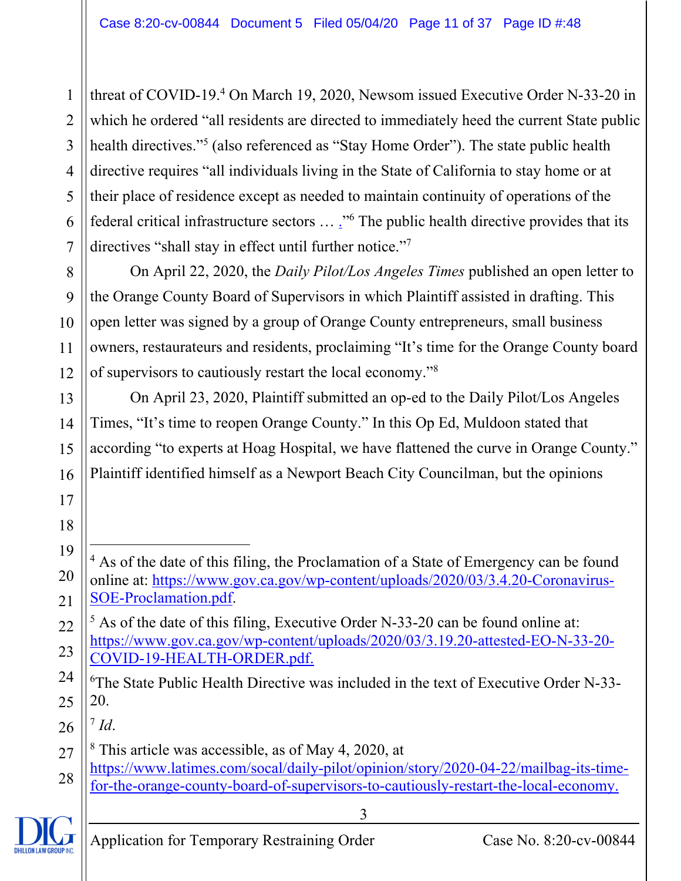threat of COVID-19.[4] On March 19, 2020, Newsom issued Executive Order N-33-20 in which he ordered "all residents are directed to immediately heed the current State public health directives."[5] (also referenced as "Stay Home Order"). The state public health directive requires "all individuals living in the State of California to stay home or at their place of residence except as needed to maintain continuity of operations of the federal critical infrastructure sectors … ."[6] The public health directive provides that its directives "shall stay in effect until further notice."[7]

On April 22, 2020, the *Daily Pilot/Los Angeles Times* published an open letter to the Orange County Board of Supervisors in which Plaintiff assisted in drafting. This open letter was signed by a group of Orange County entrepreneurs, small business owners, restaurateurs and residents, proclaiming "It's time for the Orange County board of supervisors to cautiously restart the local economy."[8]

On April 23, 2020, Plaintiff submitted an op-ed to the Daily Pilot/Los Angeles Times, "It's time to reopen Orange County." In this Op Ed, Muldoon stated that according "to experts at Hoag Hospital, we have flattened the curve in Orange County." Plaintiff identified himself as a Newport Beach City Councilman, but the opinions

---

[4] As of the date of this filing, the Proclamation of a State of Emergency can be found online at: https://www.gov.ca.gov/wp-content/uploads/2020/03/3.4.20-Coronavirus-SOE-Proclamation.pdf.

[5] As of the date of this filing, Executive Order N-33-20 can be found online at: https://www.gov.ca.gov/wp-content/uploads/2020/03/3.19.20-attested-EO-N-33-20-COVID-19-HEALTH-ORDER.pdf.

[6] The State Public Health Directive was included in the text of Executive Order N-33-20.

[7] *Id*.

[8] This article was accessible, as of May 4, 2020, at https://www.latimes.com/socal/daily-pilot/opinion/story/2020-04-22/mailbag-its-time-for-the-orange-county-board-of-supervisors-to-cautiously-restart-the-local-economy.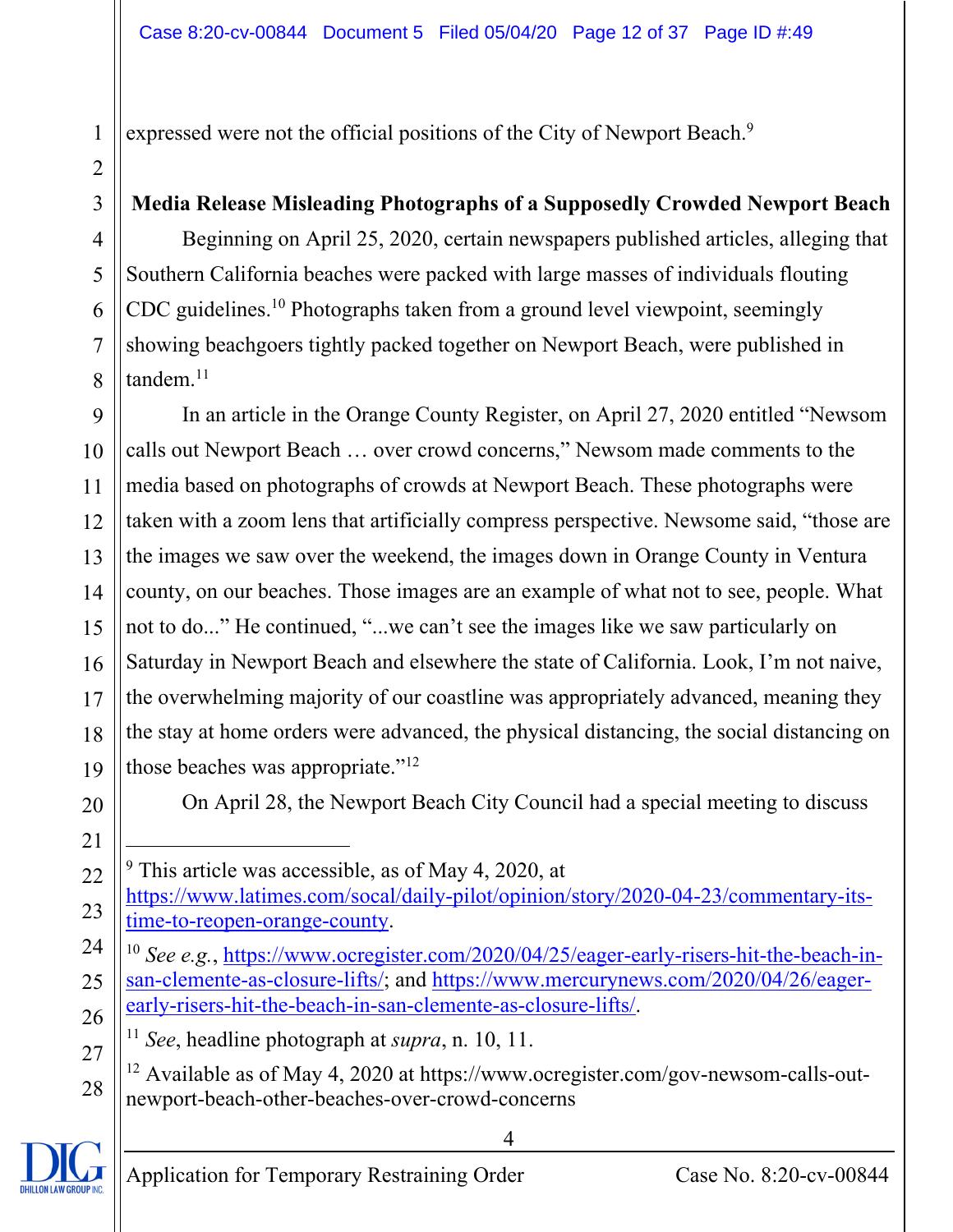expressed were not the official positions of the City of Newport Beach.[9]

**Media Release Misleading Photographs of a Supposedly Crowded Newport Beach**

Beginning on April 25, 2020, certain newspapers published articles, alleging that Southern California beaches were packed with large masses of individuals flouting CDC guidelines.[10] Photographs taken from a ground level viewpoint, seemingly showing beachgoers tightly packed together on Newport Beach, were published in tandem.[11]

In an article in the Orange County Register, on April 27, 2020 entitled "Newsom calls out Newport Beach … over crowd concerns," Newsom made comments to the media based on photographs of crowds at Newport Beach. These photographs were taken with a zoom lens that artificially compress perspective. Newsome said, "those are the images we saw over the weekend, the images down in Orange County in Ventura county, on our beaches. Those images are an example of what not to see, people. What not to do..." He continued, "...we can't see the images like we saw particularly on Saturday in Newport Beach and elsewhere the state of California. Look, I'm not naive, the overwhelming majority of our coastline was appropriately advanced, meaning they the stay at home orders were advanced, the physical distancing, the social distancing on those beaches was appropriate."[12]

On April 28, the Newport Beach City Council had a special meeting to discuss

---

[9] This article was accessible, as of May 4, 2020, at https://www.latimes.com/socal/daily-pilot/opinion/story/2020-04-23/commentary-its-time-to-reopen-orange-county.

[10] *See e.g.*, https://www.ocregister.com/2020/04/25/eager-early-risers-hit-the-beach-in-san-clemente-as-closure-lifts/; and https://www.mercurynews.com/2020/04/26/eager-early-risers-hit-the-beach-in-san-clemente-as-closure-lifts/.

[11] *See*, headline photograph at *supra*, n. 10, 11.

[12] Available as of May 4, 2020 at https://www.ocregister.com/gov-newsom-calls-out-newport-beach-other-beaches-over-crowd-concerns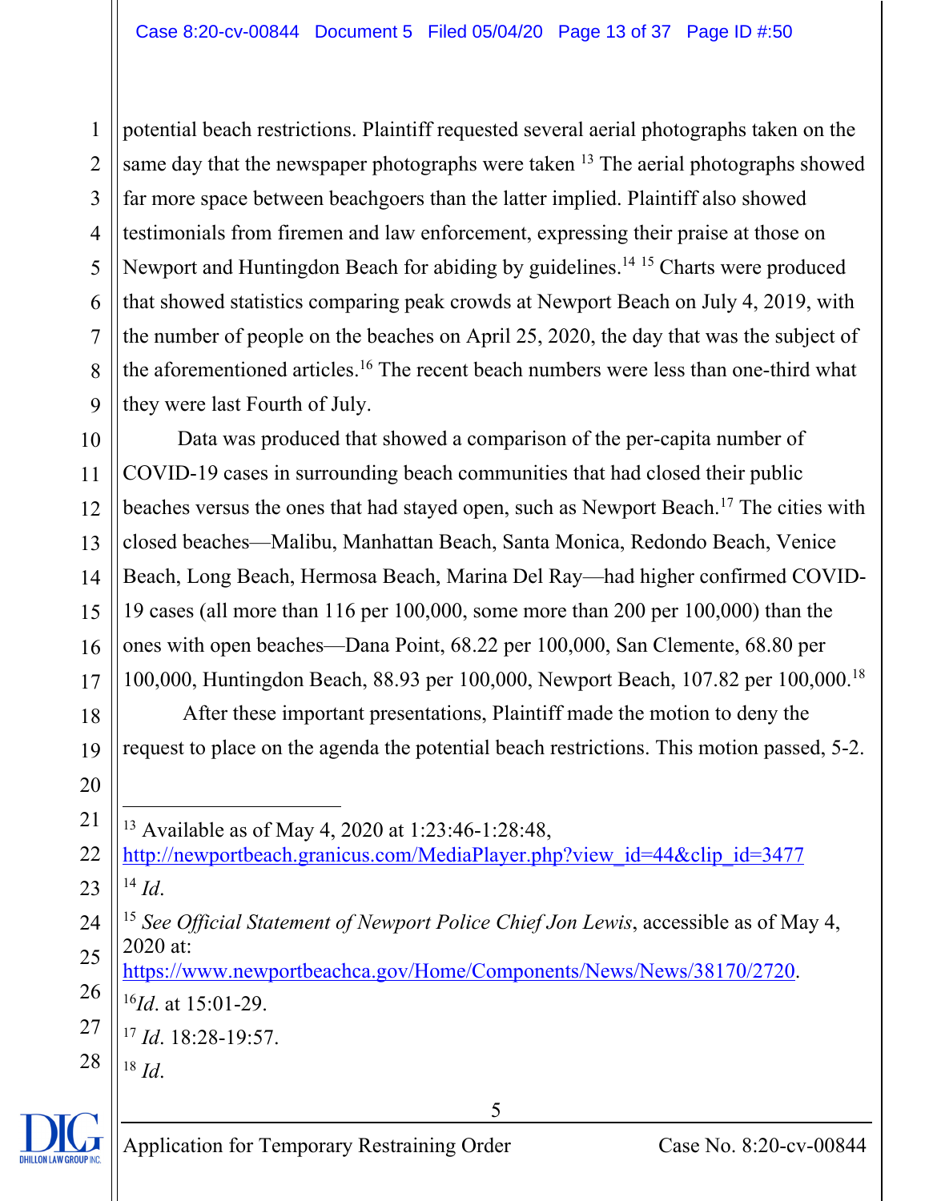potential beach restrictions. Plaintiff requested several aerial photographs taken on the same day that the newspaper photographs were taken [13] The aerial photographs showed far more space between beachgoers than the latter implied. Plaintiff also showed testimonials from firemen and law enforcement, expressing their praise at those on Newport and Huntingdon Beach for abiding by guidelines.[14] [15] Charts were produced that showed statistics comparing peak crowds at Newport Beach on July 4, 2019, with the number of people on the beaches on April 25, 2020, the day that was the subject of the aforementioned articles.[16] The recent beach numbers were less than one-third what they were last Fourth of July.

Data was produced that showed a comparison of the per-capita number of COVID-19 cases in surrounding beach communities that had closed their public beaches versus the ones that had stayed open, such as Newport Beach.[17] The cities with closed beaches—Malibu, Manhattan Beach, Santa Monica, Redondo Beach, Venice Beach, Long Beach, Hermosa Beach, Marina Del Ray—had higher confirmed COVID-19 cases (all more than 116 per 100,000, some more than 200 per 100,000) than the ones with open beaches—Dana Point, 68.22 per 100,000, San Clemente, 68.80 per 100,000, Huntingdon Beach, 88.93 per 100,000, Newport Beach, 107.82 per 100,000.[18]

After these important presentations, Plaintiff made the motion to deny the request to place on the agenda the potential beach restrictions. This motion passed, 5-2.

---

[13] Available as of May 4, 2020 at 1:23:46-1:28:48, http://newportbeach.granicus.com/MediaPlayer.php?view_id=44&clip_id=3477

[14] *Id*.

[15] *See Official Statement of Newport Police Chief Jon Lewis*, accessible as of May 4, 2020 at: https://www.newportbeachca.gov/Home/Components/News/News/38170/2720.

[16] *Id*. at 15:01-29.

[17] *Id*. 18:28-19:57.

[18] *Id*.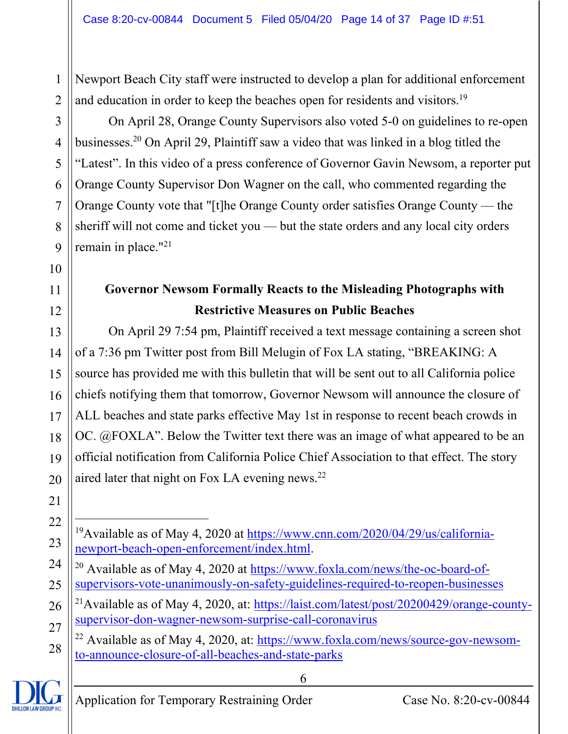Newport Beach City staff were instructed to develop a plan for additional enforcement and education in order to keep the beaches open for residents and visitors.[19]

On April 28, Orange County Supervisors also voted 5-0 on guidelines to re-open businesses.[20] On April 29, Plaintiff saw a video that was linked in a blog titled the "Latest". In this video of a press conference of Governor Gavin Newsom, a reporter put Orange County Supervisor Don Wagner on the call, who commented regarding the Orange County vote that "[t]he Orange County order satisfies Orange County — the sheriff will not come and ticket you — but the state orders and any local city orders remain in place."[21]

**Governor Newsom Formally Reacts to the Misleading Photographs with Restrictive Measures on Public Beaches**

On April 29 7:54 pm, Plaintiff received a text message containing a screen shot of a 7:36 pm Twitter post from Bill Melugin of Fox LA stating, "BREAKING: A source has provided me with this bulletin that will be sent out to all California police chiefs notifying them that tomorrow, Governor Newsom will announce the closure of ALL beaches and state parks effective May 1st in response to recent beach crowds in OC. @FOXLA". Below the Twitter text there was an image of what appeared to be an official notification from California Police Chief Association to that effect. The story aired later that night on Fox LA evening news.[22]

---

[19] Available as of May 4, 2020 at https://www.cnn.com/2020/04/29/us/california-newport-beach-open-enforcement/index.html.

[20] Available as of May 4, 2020 at https://www.foxla.com/news/the-oc-board-of-supervisors-vote-unanimously-on-safety-guidelines-required-to-reopen-businesses

[21] Available as of May 4, 2020, at: https://laist.com/latest/post/20200429/orange-county-supervisor-don-wagner-newsom-surprise-call-coronavirus

[22] Available as of May 4, 2020, at: https://www.foxla.com/news/source-gov-newsom-to-announce-closure-of-all-beaches-and-state-parks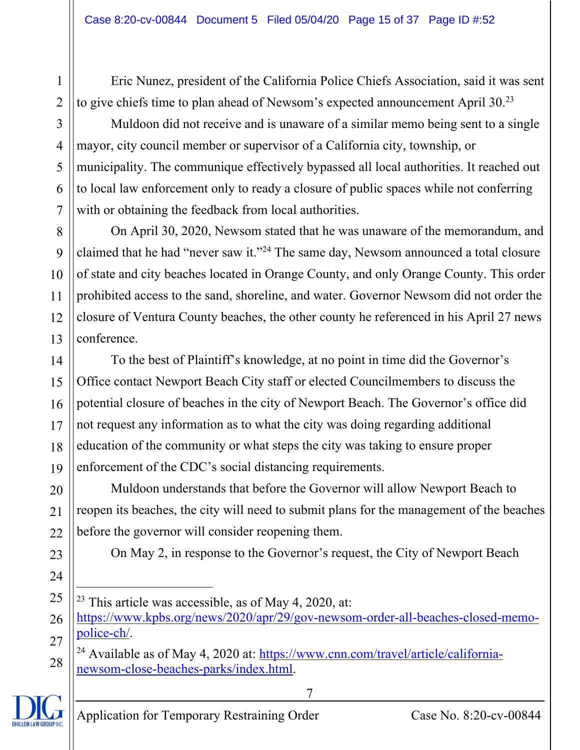Eric Nunez, president of the California Police Chiefs Association, said it was sent to give chiefs time to plan ahead of Newsom's expected announcement April 30.[23]

Muldoon did not receive and is unaware of a similar memo being sent to a single mayor, city council member or supervisor of a California city, township, or municipality. The communique effectively bypassed all local authorities. It reached out to local law enforcement only to ready a closure of public spaces while not conferring with or obtaining the feedback from local authorities.

On April 30, 2020, Newsom stated that he was unaware of the memorandum, and claimed that he had "never saw it."[24] The same day, Newsom announced a total closure of state and city beaches located in Orange County, and only Orange County. This order prohibited access to the sand, shoreline, and water. Governor Newsom did not order the closure of Ventura County beaches, the other county he referenced in his April 27 news conference.

To the best of Plaintiff's knowledge, at no point in time did the Governor's Office contact Newport Beach City staff or elected Councilmembers to discuss the potential closure of beaches in the city of Newport Beach. The Governor's office did not request any information as to what the city was doing regarding additional education of the community or what steps the city was taking to ensure proper enforcement of the CDC's social distancing requirements.

Muldoon understands that before the Governor will allow Newport Beach to reopen its beaches, the city will need to submit plans for the management of the beaches before the governor will consider reopening them.

On May 2, in response to the Governor's request, the City of Newport Beach

---

[23] This article was accessible, as of May 4, 2020, at: https://www.kpbs.org/news/2020/apr/29/gov-newsom-order-all-beaches-closed-memo-police-ch/.

[24] Available as of May 4, 2020 at: https://www.cnn.com/travel/article/california-newsom-close-beaches-parks/index.html.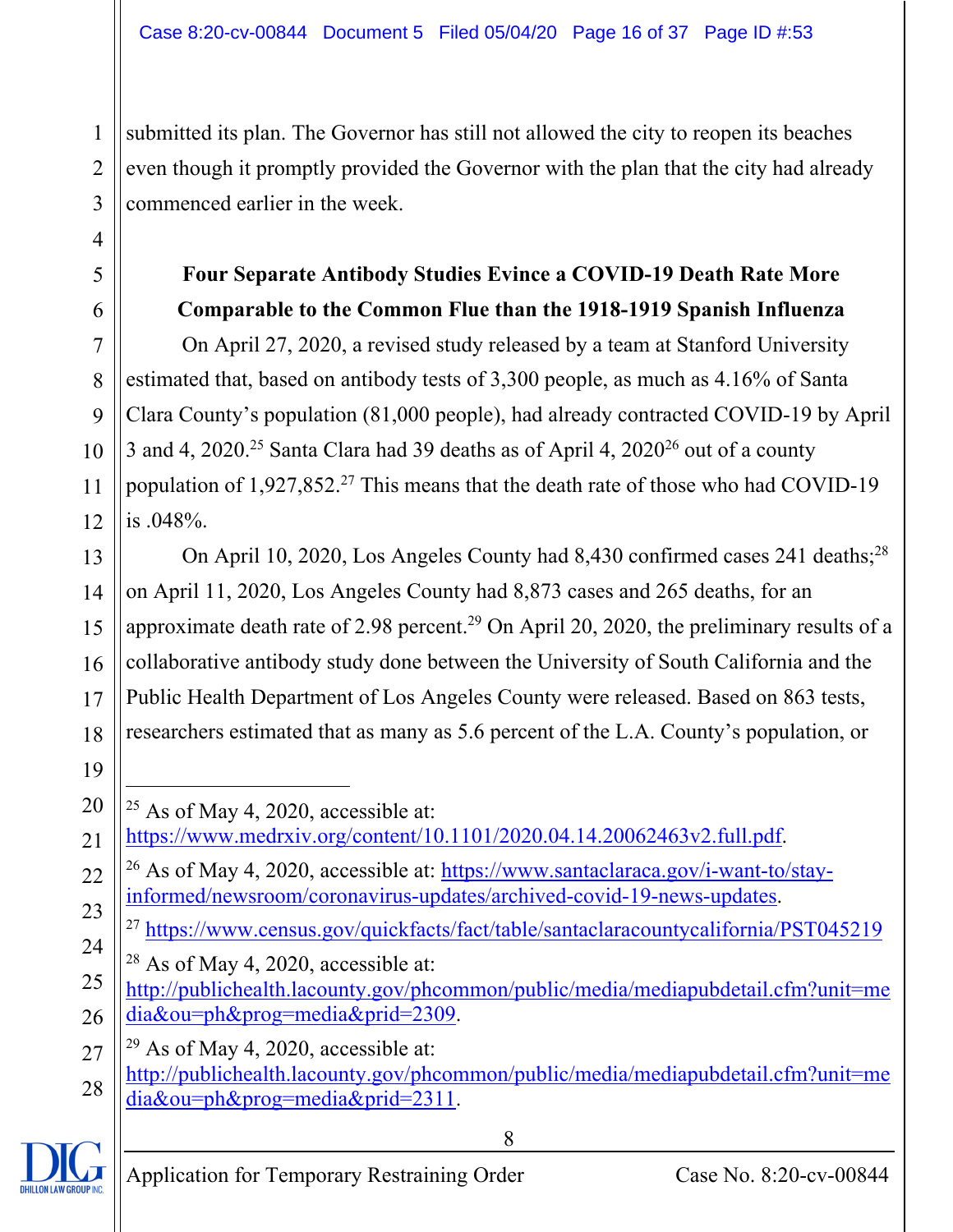submitted its plan. The Governor has still not allowed the city to reopen its beaches even though it promptly provided the Governor with the plan that the city had already commenced earlier in the week.

**Four Separate Antibody Studies Evince a COVID-19 Death Rate More Comparable to the Common Flue than the 1918-1919 Spanish Influenza**

On April 27, 2020, a revised study released by a team at Stanford University estimated that, based on antibody tests of 3,300 people, as much as 4.16% of Santa Clara County's population (81,000 people), had already contracted COVID-19 by April 3 and 4, 2020.[25] Santa Clara had 39 deaths as of April 4, 2020[26] out of a county population of 1,927,852.[27] This means that the death rate of those who had COVID-19 is .048%.

On April 10, 2020, Los Angeles County had 8,430 confirmed cases 241 deaths;[28] on April 11, 2020, Los Angeles County had 8,873 cases and 265 deaths, for an approximate death rate of 2.98 percent.[29] On April 20, 2020, the preliminary results of a collaborative antibody study done between the University of South California and the Public Health Department of Los Angeles County were released. Based on 863 tests, researchers estimated that as many as 5.6 percent of the L.A. County's population, or

---

[25] As of May 4, 2020, accessible at: https://www.medrxiv.org/content/10.1101/2020.04.14.20062463v2.full.pdf.

[26] As of May 4, 2020, accessible at: https://www.santaclaraca.gov/i-want-to/stay-informed/newsroom/coronavirus-updates/archived-covid-19-news-updates.

[27] https://www.census.gov/quickfacts/fact/table/santaclaracountycalifornia/PST045219

[28] As of May 4, 2020, accessible at: http://publichealth.lacounty.gov/phcommon/public/media/mediapubdetail.cfm?unit=media&ou=ph&prog=media&prid=2309.

[29] As of May 4, 2020, accessible at: http://publichealth.lacounty.gov/phcommon/public/media/mediapubdetail.cfm?unit=media&ou=ph&prog=media&prid=2311.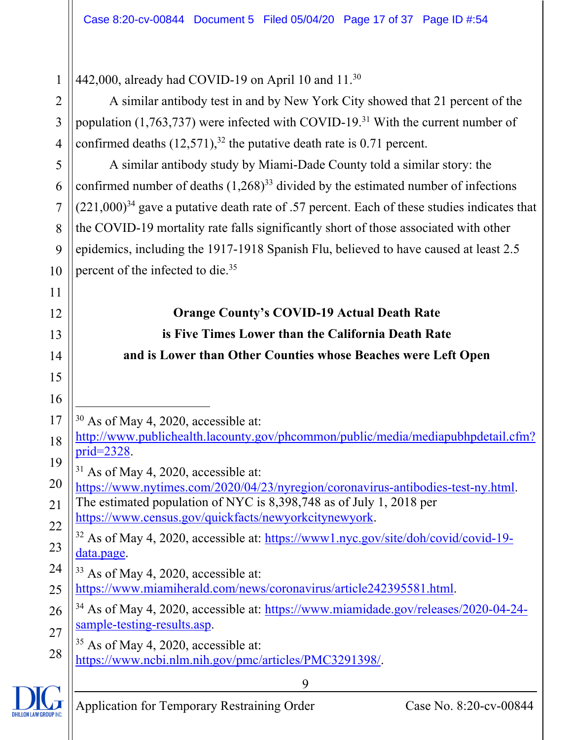442,000, already had COVID-19 on April 10 and 11.[30]

A similar antibody test in and by New York City showed that 21 percent of the population (1,763,737) were infected with COVID-19.[31] With the current number of confirmed deaths (12,571),[32] the putative death rate is 0.71 percent.

A similar antibody study by Miami-Dade County told a similar story: the confirmed number of deaths (1,268)[33] divided by the estimated number of infections (221,000)[34] gave a putative death rate of .57 percent. Each of these studies indicates that the COVID-19 mortality rate falls significantly short of those associated with other epidemics, including the 1917-1918 Spanish Flu, believed to have caused at least 2.5 percent of the infected to die.[35]

**Orange County's COVID-19 Actual Death Rate is Five Times Lower than the California Death Rate and is Lower than Other Counties whose Beaches were Left Open**

---

[30] As of May 4, 2020, accessible at: http://www.publichealth.lacounty.gov/phcommon/public/media/mediapubhpdetail.cfm?prid=2328.

[31] As of May 4, 2020, accessible at: https://www.nytimes.com/2020/04/23/nyregion/coronavirus-antibodies-test-ny.html. The estimated population of NYC is 8,398,748 as of July 1, 2018 per https://www.census.gov/quickfacts/newyorkcitynewyork.

[32] As of May 4, 2020, accessible at: https://www1.nyc.gov/site/doh/covid/covid-19-data.page.

[33] As of May 4, 2020, accessible at: https://www.miamiherald.com/news/coronavirus/article242395581.html.

[34] As of May 4, 2020, accessible at: https://www.miamidade.gov/releases/2020-04-24-sample-testing-results.asp.

[35] As of May 4, 2020, accessible at: https://www.ncbi.nlm.nih.gov/pmc/articles/PMC3291398/.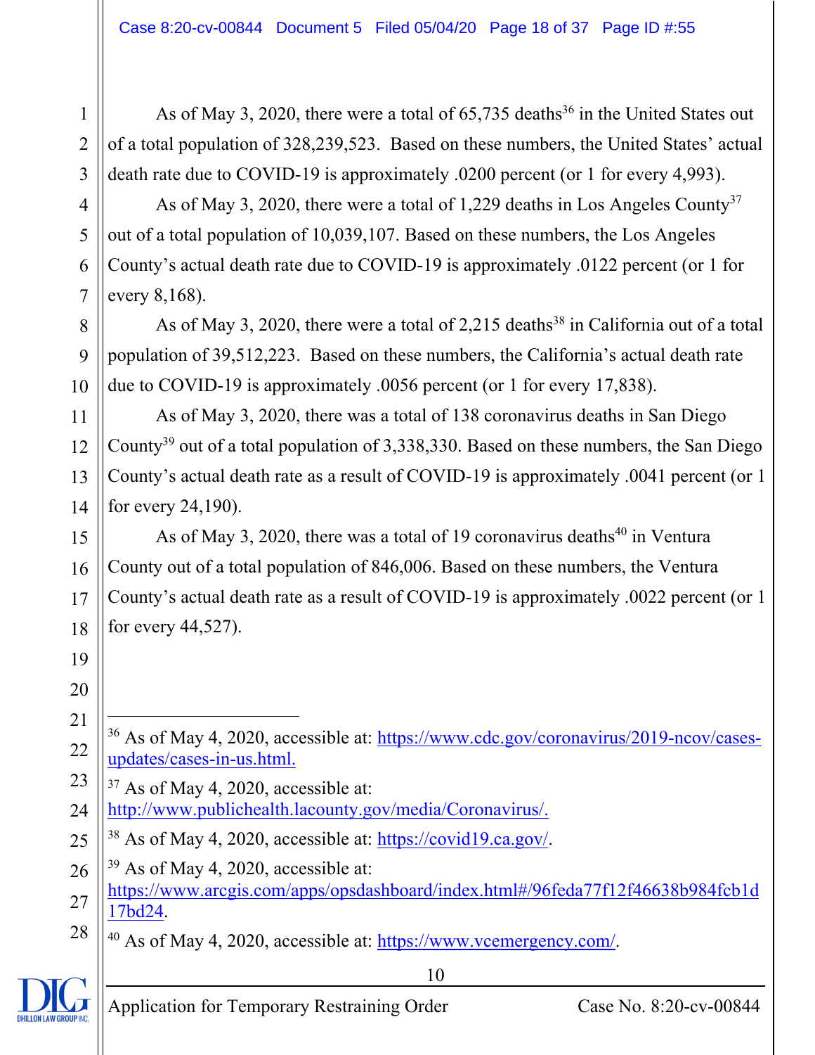As of May 3, 2020, there were a total of 65,735 deaths[36] in the United States out of a total population of 328,239,523. Based on these numbers, the United States' actual death rate due to COVID-19 is approximately .0200 percent (or 1 for every 4,993).

As of May 3, 2020, there were a total of 1,229 deaths in Los Angeles County[37] out of a total population of 10,039,107. Based on these numbers, the Los Angeles County's actual death rate due to COVID-19 is approximately .0122 percent (or 1 for every 8,168).

As of May 3, 2020, there were a total of 2,215 deaths[38] in California out of a total population of 39,512,223. Based on these numbers, the California's actual death rate due to COVID-19 is approximately .0056 percent (or 1 for every 17,838).

As of May 3, 2020, there was a total of 138 coronavirus deaths in San Diego County[39] out of a total population of 3,338,330. Based on these numbers, the San Diego County's actual death rate as a result of COVID-19 is approximately .0041 percent (or 1 for every 24,190).

As of May 3, 2020, there was a total of 19 coronavirus deaths[40] in Ventura County out of a total population of 846,006. Based on these numbers, the Ventura County's actual death rate as a result of COVID-19 is approximately .0022 percent (or 1 for every 44,527).

---

[36] As of May 4, 2020, accessible at: https://www.cdc.gov/coronavirus/2019-ncov/cases-updates/cases-in-us.html.

[37] As of May 4, 2020, accessible at: http://www.publichealth.lacounty.gov/media/Coronavirus/.

[38] As of May 4, 2020, accessible at: https://covid19.ca.gov/.

[39] As of May 4, 2020, accessible at: https://www.arcgis.com/apps/opsdashboard/index.html#/96feda77f12f46638b984fcb1d17bd24.

[40] As of May 4, 2020, accessible at: https://www.vcemergency.com/.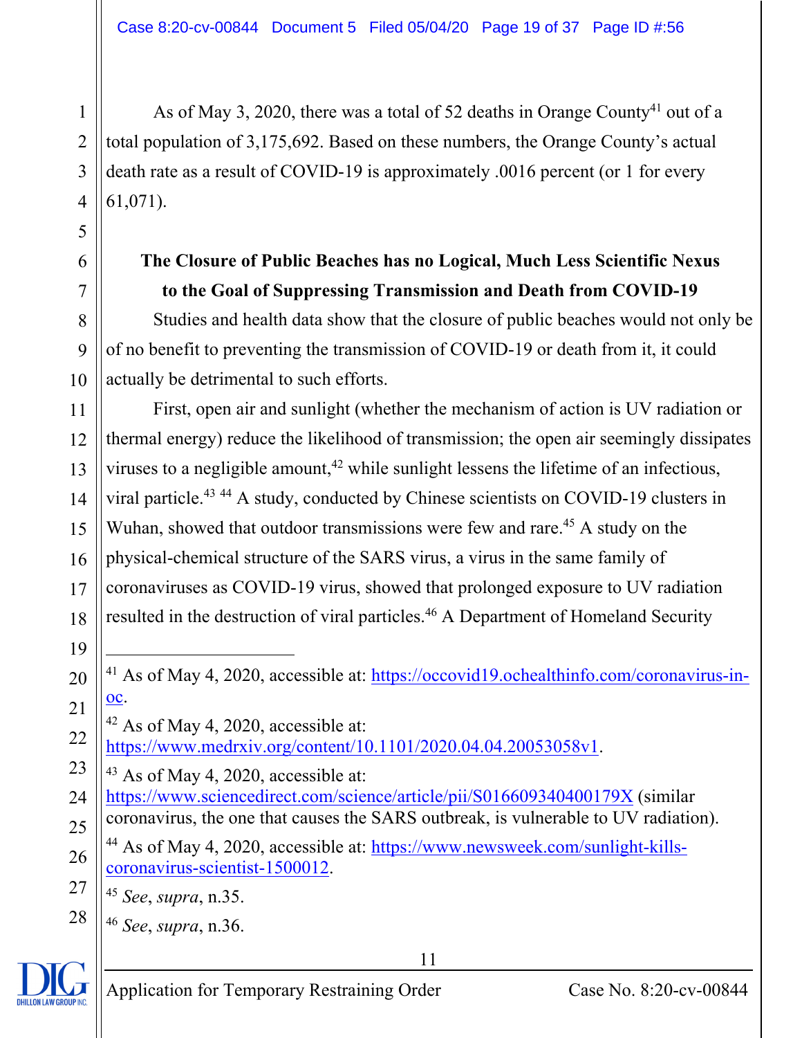As of May 3, 2020, there was a total of 52 deaths in Orange County[41] out of a total population of 3,175,692. Based on these numbers, the Orange County's actual death rate as a result of COVID-19 is approximately .0016 percent (or 1 for every 61,071).

**The Closure of Public Beaches has no Logical, Much Less Scientific Nexus to the Goal of Suppressing Transmission and Death from COVID-19**

Studies and health data show that the closure of public beaches would not only be of no benefit to preventing the transmission of COVID-19 or death from it, it could actually be detrimental to such efforts.

First, open air and sunlight (whether the mechanism of action is UV radiation or thermal energy) reduce the likelihood of transmission; the open air seemingly dissipates viruses to a negligible amount,[42] while sunlight lessens the lifetime of an infectious, viral particle.[43] [44] A study, conducted by Chinese scientists on COVID-19 clusters in Wuhan, showed that outdoor transmissions were few and rare.[45] A study on the physical-chemical structure of the SARS virus, a virus in the same family of coronaviruses as COVID-19 virus, showed that prolonged exposure to UV radiation resulted in the destruction of viral particles.[46] A Department of Homeland Security

---

[41] As of May 4, 2020, accessible at: https://occovid19.ochealthinfo.com/coronavirus-in-oc.

[42] As of May 4, 2020, accessible at: https://www.medrxiv.org/content/10.1101/2020.04.04.20053058v1.

[43] As of May 4, 2020, accessible at: https://www.sciencedirect.com/science/article/pii/S016609340400179X (similar coronavirus, the one that causes the SARS outbreak, is vulnerable to UV radiation).

[44] As of May 4, 2020, accessible at: https://www.newsweek.com/sunlight-kills-coronavirus-scientist-1500012.

[45] *See*, *supra*, n.35.

[46] *See*, *supra*, n.36.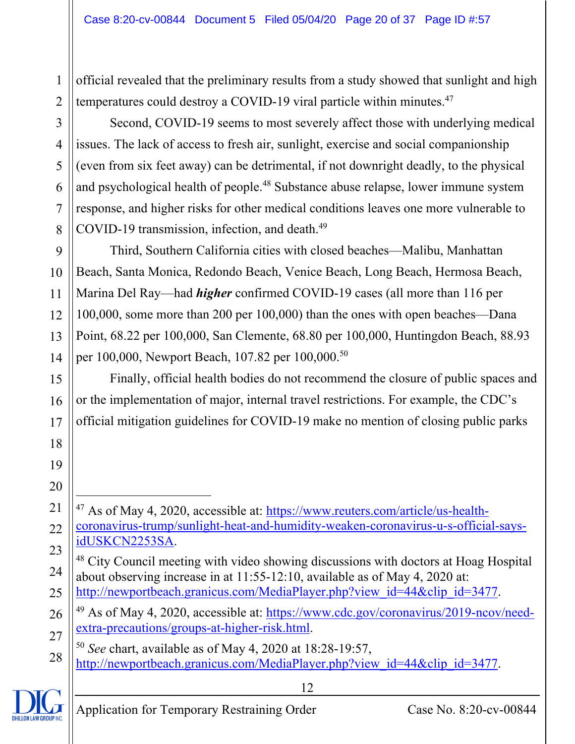official revealed that the preliminary results from a study showed that sunlight and high temperatures could destroy a COVID-19 viral particle within minutes.[47]

Second, COVID-19 seems to most severely affect those with underlying medical issues. The lack of access to fresh air, sunlight, exercise and social companionship (even from six feet away) can be detrimental, if not downright deadly, to the physical and psychological health of people.[48] Substance abuse relapse, lower immune system response, and higher risks for other medical conditions leaves one more vulnerable to COVID-19 transmission, infection, and death.[49]

Third, Southern California cities with closed beaches—Malibu, Manhattan Beach, Santa Monica, Redondo Beach, Venice Beach, Long Beach, Hermosa Beach, Marina Del Ray—had ***higher*** confirmed COVID-19 cases (all more than 116 per 100,000, some more than 200 per 100,000) than the ones with open beaches—Dana Point, 68.22 per 100,000, San Clemente, 68.80 per 100,000, Huntingdon Beach, 88.93 per 100,000, Newport Beach, 107.82 per 100,000.[50]

Finally, official health bodies do not recommend the closure of public spaces and or the implementation of major, internal travel restrictions. For example, the CDC's official mitigation guidelines for COVID-19 make no mention of closing public parks

---

[47] As of May 4, 2020, accessible at: https://www.reuters.com/article/us-health-coronavirus-trump/sunlight-heat-and-humidity-weaken-coronavirus-u-s-official-says-idUSKCN2253SA.

[48] City Council meeting with video showing discussions with doctors at Hoag Hospital about observing increase in at 11:55-12:10, available as of May 4, 2020 at: http://newportbeach.granicus.com/MediaPlayer.php?view_id=44&clip_id=3477.

[49] As of May 4, 2020, accessible at: https://www.cdc.gov/coronavirus/2019-ncov/need-extra-precautions/groups-at-higher-risk.html.

[50] *See* chart, available as of May 4, 2020 at 18:28-19:57, http://newportbeach.granicus.com/MediaPlayer.php?view_id=44&clip_id=3477.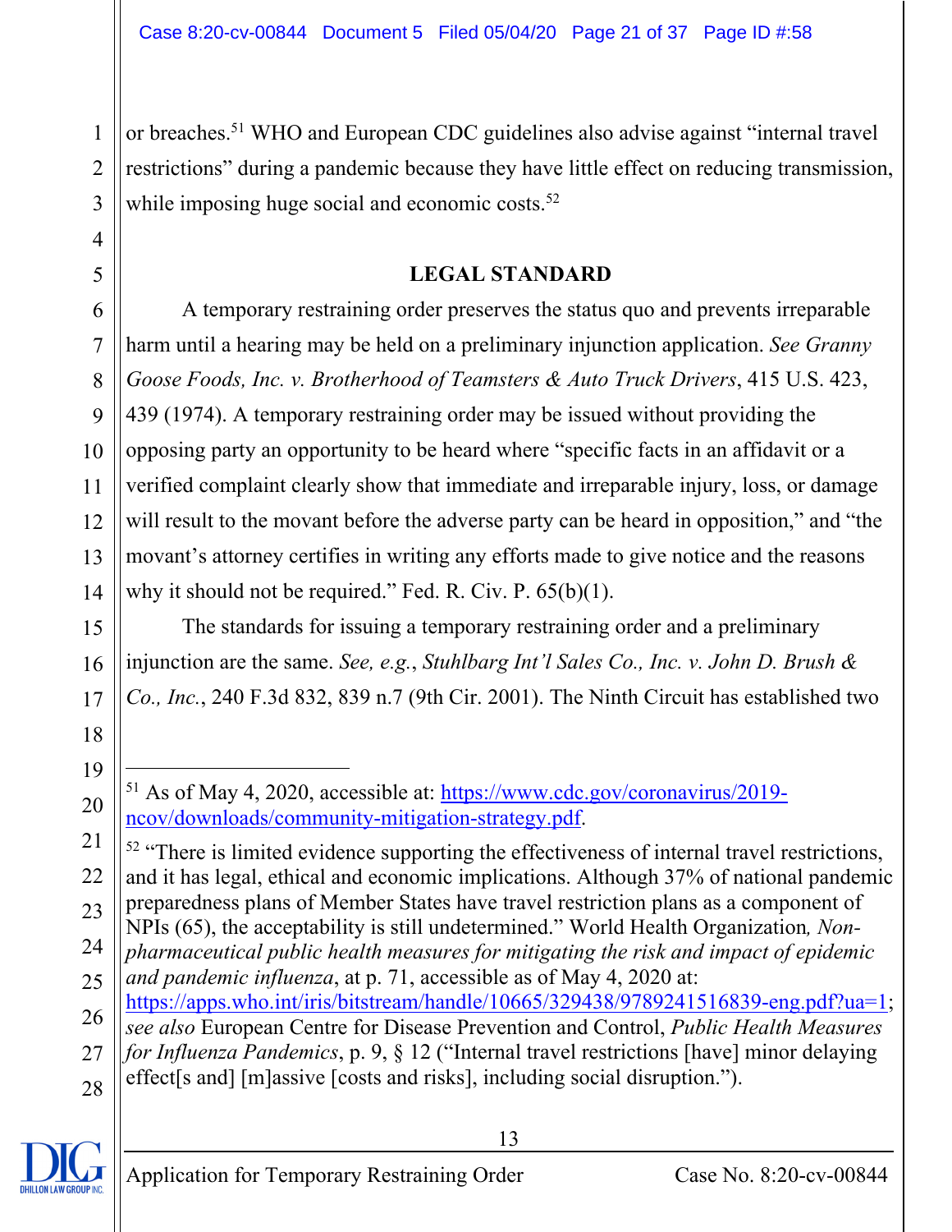or breaches.[51] WHO and European CDC guidelines also advise against "internal travel restrictions" during a pandemic because they have little effect on reducing transmission, while imposing huge social and economic costs.[52]

## LEGAL STANDARD

A temporary restraining order preserves the status quo and prevents irreparable harm until a hearing may be held on a preliminary injunction application. *See Granny Goose Foods, Inc. v. Brotherhood of Teamsters & Auto Truck Drivers*, 415 U.S. 423, 439 (1974). A temporary restraining order may be issued without providing the opposing party an opportunity to be heard where "specific facts in an affidavit or a verified complaint clearly show that immediate and irreparable injury, loss, or damage will result to the movant before the adverse party can be heard in opposition," and "the movant's attorney certifies in writing any efforts made to give notice and the reasons why it should not be required." Fed. R. Civ. P. 65(b)(1).

The standards for issuing a temporary restraining order and a preliminary injunction are the same. *See, e.g.*, *Stuhlbarg Int'l Sales Co., Inc. v. John D. Brush & Co., Inc.*, 240 F.3d 832, 839 n.7 (9th Cir. 2001). The Ninth Circuit has established two

---

[51] As of May 4, 2020, accessible at: https://www.cdc.gov/coronavirus/2019-ncov/downloads/community-mitigation-strategy.pdf.

[52] "There is limited evidence supporting the effectiveness of internal travel restrictions, and it has legal, ethical and economic implications. Although 37% of national pandemic preparedness plans of Member States have travel restriction plans as a component of NPIs (65), the acceptability is still undetermined." World Health Organization*, Non-pharmaceutical public health measures for mitigating the risk and impact of epidemic and pandemic influenza*, at p. 71, accessible as of May 4, 2020 at: https://apps.who.int/iris/bitstream/handle/10665/329438/9789241516839-eng.pdf?ua=1; *see also* European Centre for Disease Prevention and Control, *Public Health Measures for Influenza Pandemics*, p. 9, § 12 ("Internal travel restrictions [have] minor delaying effect[s and] [m]assive [costs and risks], including social disruption.").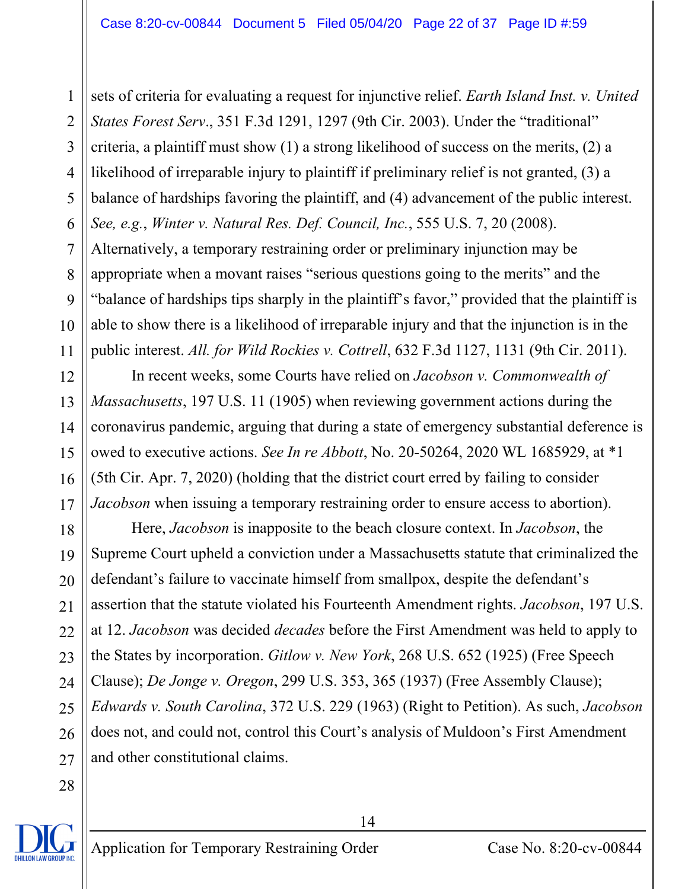sets of criteria for evaluating a request for injunctive relief. *Earth Island Inst. v. United States Forest Serv*., 351 F.3d 1291, 1297 (9th Cir. 2003). Under the "traditional" criteria, a plaintiff must show (1) a strong likelihood of success on the merits, (2) a likelihood of irreparable injury to plaintiff if preliminary relief is not granted, (3) a balance of hardships favoring the plaintiff, and (4) advancement of the public interest. *See, e.g.*, *Winter v. Natural Res. Def. Council, Inc.*, 555 U.S. 7, 20 (2008). Alternatively, a temporary restraining order or preliminary injunction may be appropriate when a movant raises "serious questions going to the merits" and the "balance of hardships tips sharply in the plaintiff's favor," provided that the plaintiff is able to show there is a likelihood of irreparable injury and that the injunction is in the public interest. *All. for Wild Rockies v. Cottrell*, 632 F.3d 1127, 1131 (9th Cir. 2011).

In recent weeks, some Courts have relied on *Jacobson v. Commonwealth of Massachusetts*, 197 U.S. 11 (1905) when reviewing government actions during the coronavirus pandemic, arguing that during a state of emergency substantial deference is owed to executive actions. *See In re Abbott*, No. 20-50264, 2020 WL 1685929, at *1 (5th Cir. Apr. 7, 2020) (holding that the district court erred by failing to consider *Jacobson* when issuing a temporary restraining order to ensure access to abortion).

Here, *Jacobson* is inapposite to the beach closure context. In *Jacobson*, the Supreme Court upheld a conviction under a Massachusetts statute that criminalized the defendant's failure to vaccinate himself from smallpox, despite the defendant's assertion that the statute violated his Fourteenth Amendment rights. *Jacobson*, 197 U.S. at 12. *Jacobson* was decided *decades* before the First Amendment was held to apply to the States by incorporation. *Gitlow v. New York*, 268 U.S. 652 (1925) (Free Speech Clause); *De Jonge v. Oregon*, 299 U.S. 353, 365 (1937) (Free Assembly Clause); *Edwards v. South Carolina*, 372 U.S. 229 (1963) (Right to Petition). As such, *Jacobson* does not, and could not, control this Court's analysis of Muldoon's First Amendment and other constitutional claims.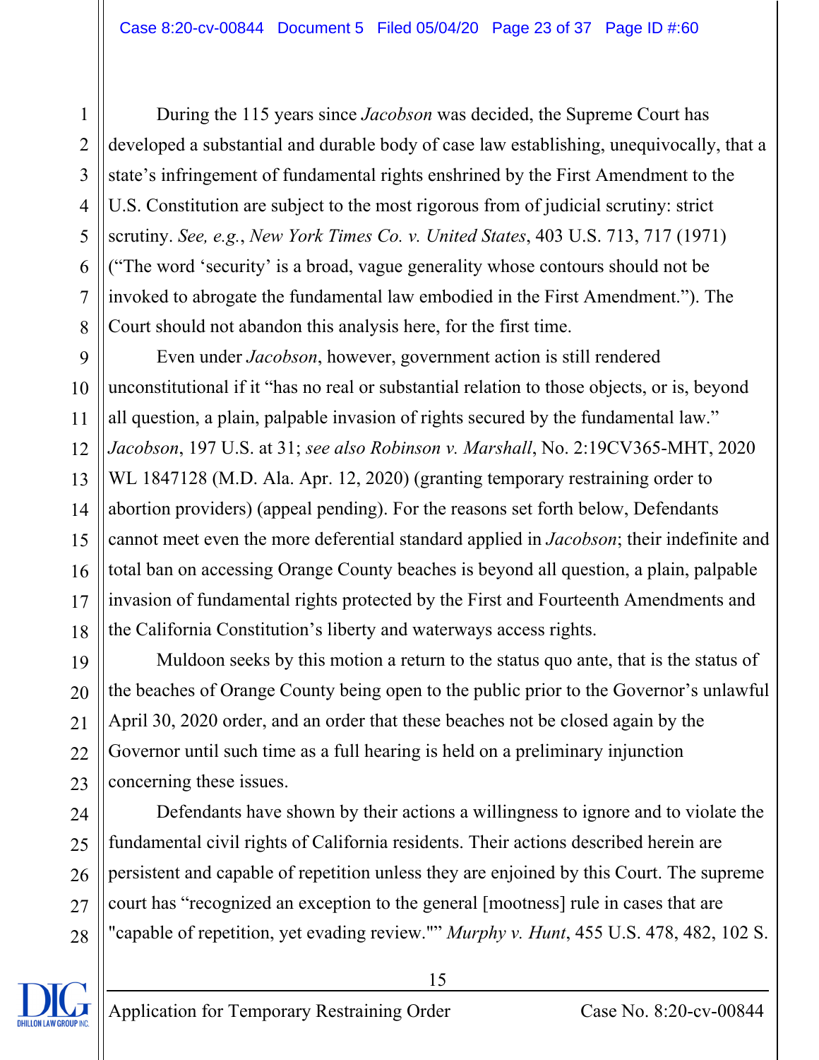During the 115 years since *Jacobson* was decided, the Supreme Court has developed a substantial and durable body of case law establishing, unequivocally, that a state's infringement of fundamental rights enshrined by the First Amendment to the U.S. Constitution are subject to the most rigorous from of judicial scrutiny: strict scrutiny. *See, e.g.*, *New York Times Co. v. United States*, 403 U.S. 713, 717 (1971) ("The word 'security' is a broad, vague generality whose contours should not be invoked to abrogate the fundamental law embodied in the First Amendment."). The Court should not abandon this analysis here, for the first time.

Even under *Jacobson*, however, government action is still rendered unconstitutional if it "has no real or substantial relation to those objects, or is, beyond all question, a plain, palpable invasion of rights secured by the fundamental law." *Jacobson*, 197 U.S. at 31; *see also Robinson v. Marshall*, No. 2:19CV365-MHT, 2020 WL 1847128 (M.D. Ala. Apr. 12, 2020) (granting temporary restraining order to abortion providers) (appeal pending). For the reasons set forth below, Defendants cannot meet even the more deferential standard applied in *Jacobson*; their indefinite and total ban on accessing Orange County beaches is beyond all question, a plain, palpable invasion of fundamental rights protected by the First and Fourteenth Amendments and the California Constitution's liberty and waterways access rights.

Muldoon seeks by this motion a return to the status quo ante, that is the status of the beaches of Orange County being open to the public prior to the Governor's unlawful April 30, 2020 order, and an order that these beaches not be closed again by the Governor until such time as a full hearing is held on a preliminary injunction concerning these issues.

Defendants have shown by their actions a willingness to ignore and to violate the fundamental civil rights of California residents. Their actions described herein are persistent and capable of repetition unless they are enjoined by this Court. The supreme court has "recognized an exception to the general [mootness] rule in cases that are "capable of repetition, yet evading review."" *Murphy v. Hunt*, 455 U.S. 478, 482, 102 S.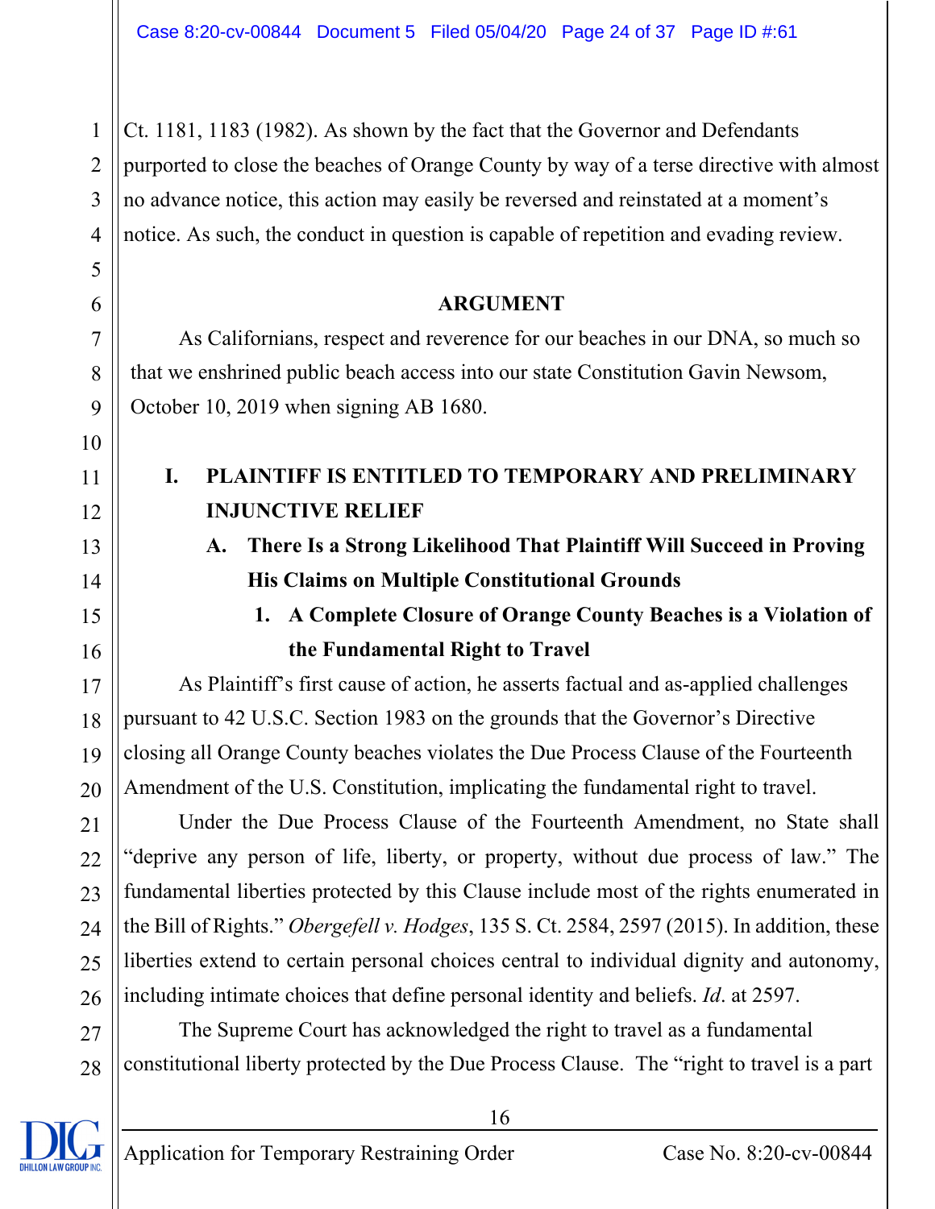Ct. 1181, 1183 (1982). As shown by the fact that the Governor and Defendants purported to close the beaches of Orange County by way of a terse directive with almost no advance notice, this action may easily be reversed and reinstated at a moment's notice. As such, the conduct in question is capable of repetition and evading review.

## ARGUMENT

As Californians, respect and reverence for our beaches in our DNA, so much so that we enshrined public beach access into our state Constitution Gavin Newsom, October 10, 2019 when signing AB 1680.

### I. PLAINTIFF IS ENTITLED TO TEMPORARY AND PRELIMINARY INJUNCTIVE RELIEF

#### A. There Is a Strong Likelihood That Plaintiff Will Succeed in Proving His Claims on Multiple Constitutional Grounds

##### 1. A Complete Closure of Orange County Beaches is a Violation of the Fundamental Right to Travel

As Plaintiff's first cause of action, he asserts factual and as-applied challenges pursuant to 42 U.S.C. Section 1983 on the grounds that the Governor's Directive closing all Orange County beaches violates the Due Process Clause of the Fourteenth Amendment of the U.S. Constitution, implicating the fundamental right to travel.

Under the Due Process Clause of the Fourteenth Amendment, no State shall "deprive any person of life, liberty, or property, without due process of law." The fundamental liberties protected by this Clause include most of the rights enumerated in the Bill of Rights." *Obergefell v. Hodges*, 135 S. Ct. 2584, 2597 (2015). In addition, these liberties extend to certain personal choices central to individual dignity and autonomy, including intimate choices that define personal identity and beliefs. *Id*. at 2597.

The Supreme Court has acknowledged the right to travel as a fundamental constitutional liberty protected by the Due Process Clause. The "right to travel is a part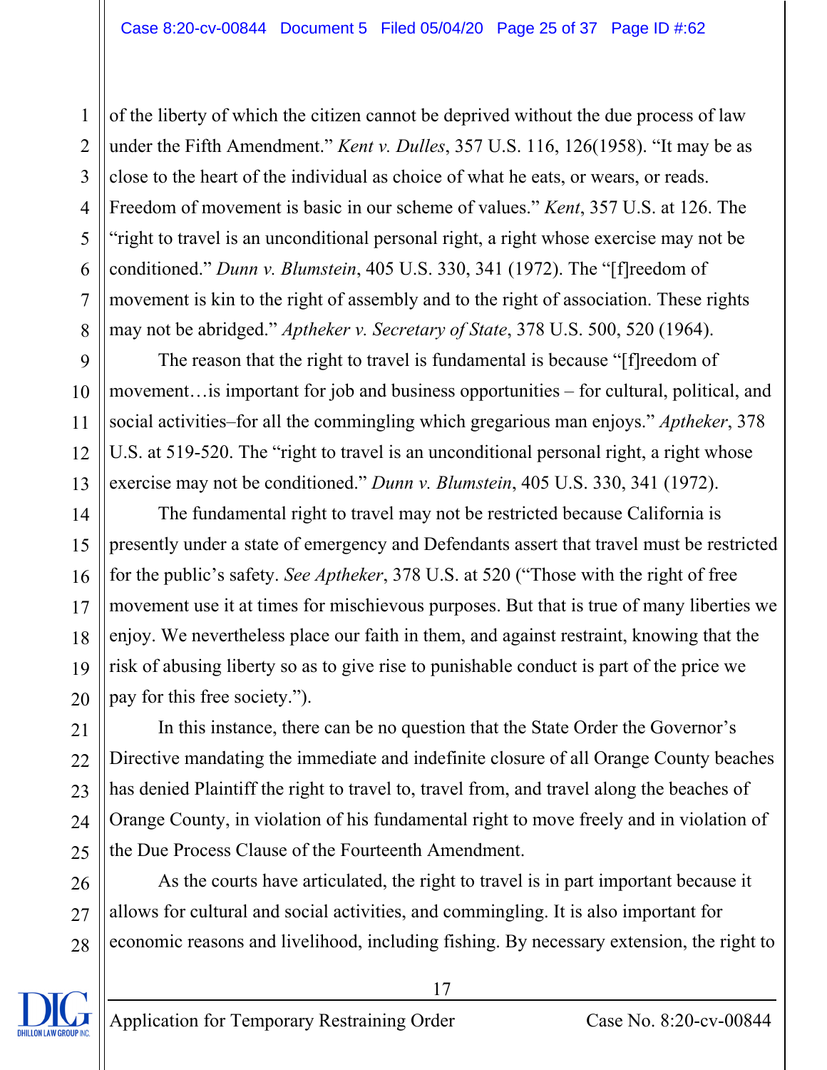of the liberty of which the citizen cannot be deprived without the due process of law under the Fifth Amendment." *Kent v. Dulles*, 357 U.S. 116, 126(1958). "It may be as close to the heart of the individual as choice of what he eats, or wears, or reads. Freedom of movement is basic in our scheme of values." *Kent*, 357 U.S. at 126. The "right to travel is an unconditional personal right, a right whose exercise may not be conditioned." *Dunn v. Blumstein*, 405 U.S. 330, 341 (1972). The "[f]reedom of movement is kin to the right of assembly and to the right of association. These rights may not be abridged." *Aptheker v. Secretary of State*, 378 U.S. 500, 520 (1964).

The reason that the right to travel is fundamental is because "[f]reedom of movement…is important for job and business opportunities – for cultural, political, and social activities–for all the commingling which gregarious man enjoys." *Aptheker*, 378 U.S. at 519-520. The "right to travel is an unconditional personal right, a right whose exercise may not be conditioned." *Dunn v. Blumstein*, 405 U.S. 330, 341 (1972).

The fundamental right to travel may not be restricted because California is presently under a state of emergency and Defendants assert that travel must be restricted for the public's safety. *See Aptheker*, 378 U.S. at 520 ("Those with the right of free movement use it at times for mischievous purposes. But that is true of many liberties we enjoy. We nevertheless place our faith in them, and against restraint, knowing that the risk of abusing liberty so as to give rise to punishable conduct is part of the price we pay for this free society.").

In this instance, there can be no question that the State Order the Governor's Directive mandating the immediate and indefinite closure of all Orange County beaches has denied Plaintiff the right to travel to, travel from, and travel along the beaches of Orange County, in violation of his fundamental right to move freely and in violation of the Due Process Clause of the Fourteenth Amendment.

As the courts have articulated, the right to travel is in part important because it allows for cultural and social activities, and commingling. It is also important for economic reasons and livelihood, including fishing. By necessary extension, the right to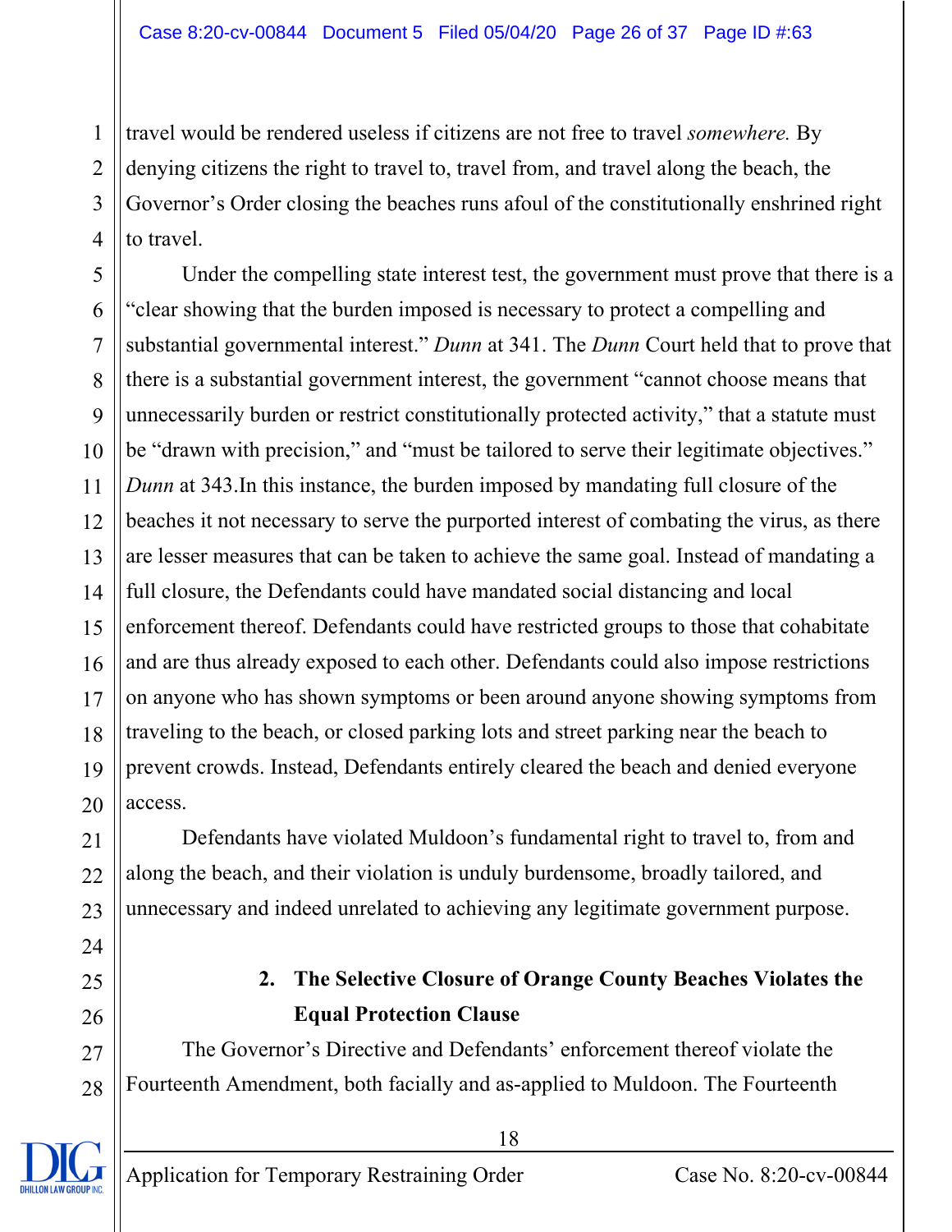travel would be rendered useless if citizens are not free to travel *somewhere.* By denying citizens the right to travel to, travel from, and travel along the beach, the Governor's Order closing the beaches runs afoul of the constitutionally enshrined right to travel.

Under the compelling state interest test, the government must prove that there is a "clear showing that the burden imposed is necessary to protect a compelling and substantial governmental interest." *Dunn* at 341. The *Dunn* Court held that to prove that there is a substantial government interest, the government "cannot choose means that unnecessarily burden or restrict constitutionally protected activity," that a statute must be "drawn with precision," and "must be tailored to serve their legitimate objectives." *Dunn* at 343.In this instance, the burden imposed by mandating full closure of the beaches it not necessary to serve the purported interest of combating the virus, as there are lesser measures that can be taken to achieve the same goal. Instead of mandating a full closure, the Defendants could have mandated social distancing and local enforcement thereof. Defendants could have restricted groups to those that cohabitate and are thus already exposed to each other. Defendants could also impose restrictions on anyone who has shown symptoms or been around anyone showing symptoms from traveling to the beach, or closed parking lots and street parking near the beach to prevent crowds. Instead, Defendants entirely cleared the beach and denied everyone access.

Defendants have violated Muldoon's fundamental right to travel to, from and along the beach, and their violation is unduly burdensome, broadly tailored, and unnecessary and indeed unrelated to achieving any legitimate government purpose.

**2. The Selective Closure of Orange County Beaches Violates the Equal Protection Clause**

The Governor's Directive and Defendants' enforcement thereof violate the Fourteenth Amendment, both facially and as-applied to Muldoon. The Fourteenth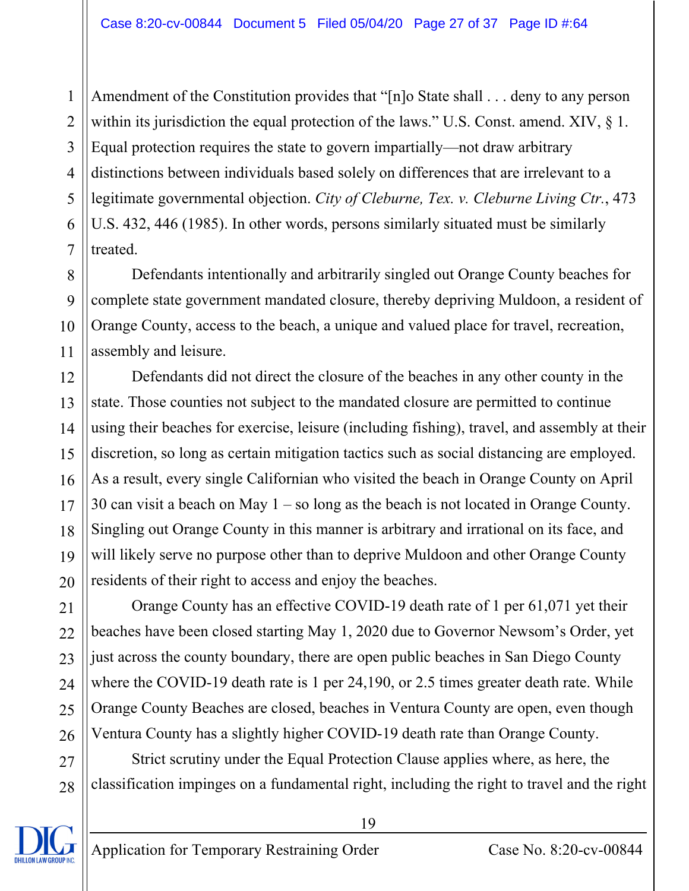Amendment of the Constitution provides that "[n]o State shall . . . deny to any person within its jurisdiction the equal protection of the laws." U.S. Const. amend. XIV, § 1. Equal protection requires the state to govern impartially—not draw arbitrary distinctions between individuals based solely on differences that are irrelevant to a legitimate governmental objection. *City of Cleburne, Tex. v. Cleburne Living Ctr.*, 473 U.S. 432, 446 (1985). In other words, persons similarly situated must be similarly treated.

Defendants intentionally and arbitrarily singled out Orange County beaches for complete state government mandated closure, thereby depriving Muldoon, a resident of Orange County, access to the beach, a unique and valued place for travel, recreation, assembly and leisure.

Defendants did not direct the closure of the beaches in any other county in the state. Those counties not subject to the mandated closure are permitted to continue using their beaches for exercise, leisure (including fishing), travel, and assembly at their discretion, so long as certain mitigation tactics such as social distancing are employed. As a result, every single Californian who visited the beach in Orange County on April 30 can visit a beach on May 1 – so long as the beach is not located in Orange County. Singling out Orange County in this manner is arbitrary and irrational on its face, and will likely serve no purpose other than to deprive Muldoon and other Orange County residents of their right to access and enjoy the beaches.

Orange County has an effective COVID-19 death rate of 1 per 61,071 yet their beaches have been closed starting May 1, 2020 due to Governor Newsom's Order, yet just across the county boundary, there are open public beaches in San Diego County where the COVID-19 death rate is 1 per 24,190, or 2.5 times greater death rate. While Orange County Beaches are closed, beaches in Ventura County are open, even though Ventura County has a slightly higher COVID-19 death rate than Orange County.

Strict scrutiny under the Equal Protection Clause applies where, as here, the classification impinges on a fundamental right, including the right to travel and the right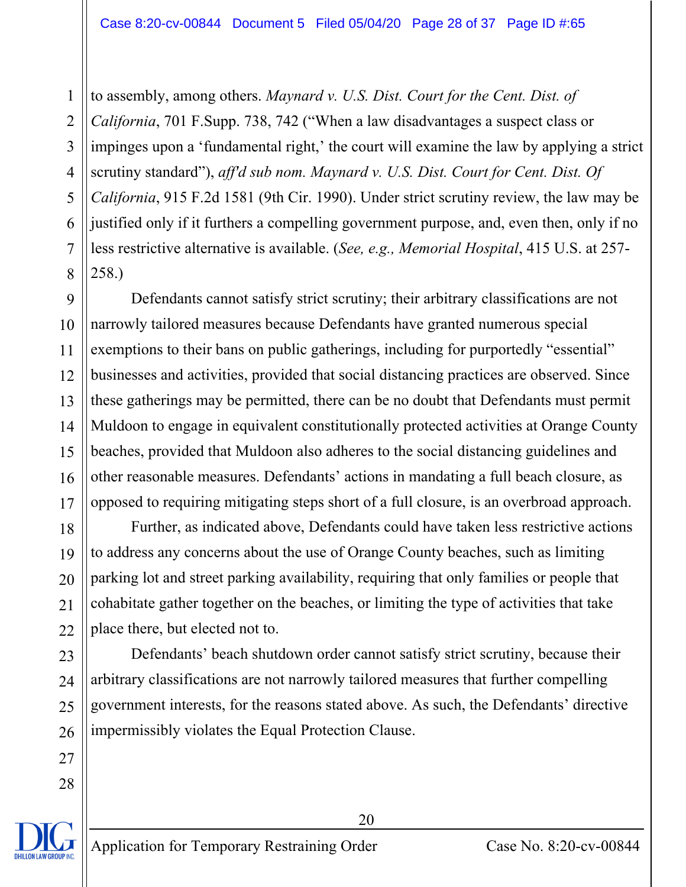to assembly, among others. *Maynard v. U.S. Dist. Court for the Cent. Dist. of California*, 701 F.Supp. 738, 742 ("When a law disadvantages a suspect class or impinges upon a 'fundamental right,' the court will examine the law by applying a strict scrutiny standard"), *aff'd sub nom. Maynard v. U.S. Dist. Court for Cent. Dist. Of California*, 915 F.2d 1581 (9th Cir. 1990). Under strict scrutiny review, the law may be justified only if it furthers a compelling government purpose, and, even then, only if no less restrictive alternative is available. (*See, e.g., Memorial Hospital*, 415 U.S. at 257-258.)

Defendants cannot satisfy strict scrutiny; their arbitrary classifications are not narrowly tailored measures because Defendants have granted numerous special exemptions to their bans on public gatherings, including for purportedly "essential" businesses and activities, provided that social distancing practices are observed. Since these gatherings may be permitted, there can be no doubt that Defendants must permit Muldoon to engage in equivalent constitutionally protected activities at Orange County beaches, provided that Muldoon also adheres to the social distancing guidelines and other reasonable measures. Defendants' actions in mandating a full beach closure, as opposed to requiring mitigating steps short of a full closure, is an overbroad approach.

Further, as indicated above, Defendants could have taken less restrictive actions to address any concerns about the use of Orange County beaches, such as limiting parking lot and street parking availability, requiring that only families or people that cohabitate gather together on the beaches, or limiting the type of activities that take place there, but elected not to.

Defendants' beach shutdown order cannot satisfy strict scrutiny, because their arbitrary classifications are not narrowly tailored measures that further compelling government interests, for the reasons stated above. As such, the Defendants' directive impermissibly violates the Equal Protection Clause.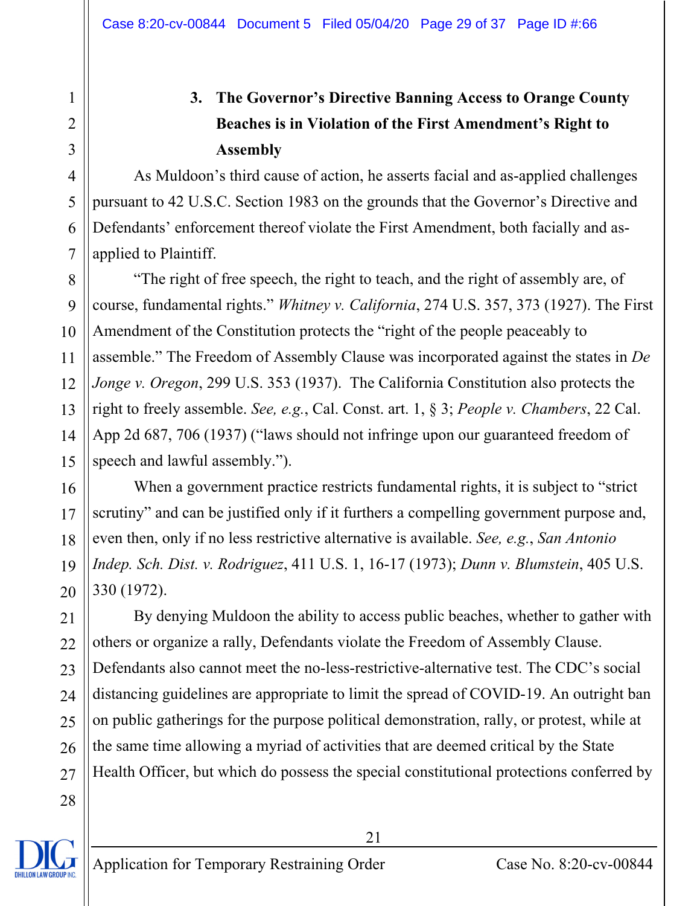### 3. The Governor's Directive Banning Access to Orange County Beaches is in Violation of the First Amendment's Right to Assembly

As Muldoon's third cause of action, he asserts facial and as-applied challenges pursuant to 42 U.S.C. Section 1983 on the grounds that the Governor's Directive and Defendants' enforcement thereof violate the First Amendment, both facially and as-applied to Plaintiff.

"The right of free speech, the right to teach, and the right of assembly are, of course, fundamental rights." *Whitney v. California*, 274 U.S. 357, 373 (1927). The First Amendment of the Constitution protects the "right of the people peaceably to assemble." The Freedom of Assembly Clause was incorporated against the states in *De Jonge v. Oregon*, 299 U.S. 353 (1937). The California Constitution also protects the right to freely assemble. *See, e.g.*, Cal. Const. art. 1, § 3; *People v. Chambers*, 22 Cal. App 2d 687, 706 (1937) ("laws should not infringe upon our guaranteed freedom of speech and lawful assembly.").

When a government practice restricts fundamental rights, it is subject to "strict scrutiny" and can be justified only if it furthers a compelling government purpose and, even then, only if no less restrictive alternative is available. *See, e.g.*, *San Antonio Indep. Sch. Dist. v. Rodriguez*, 411 U.S. 1, 16-17 (1973); *Dunn v. Blumstein*, 405 U.S. 330 (1972).

By denying Muldoon the ability to access public beaches, whether to gather with others or organize a rally, Defendants violate the Freedom of Assembly Clause. Defendants also cannot meet the no-less-restrictive-alternative test. The CDC's social distancing guidelines are appropriate to limit the spread of COVID-19. An outright ban on public gatherings for the purpose political demonstration, rally, or protest, while at the same time allowing a myriad of activities that are deemed critical by the State Health Officer, but which do possess the special constitutional protections conferred by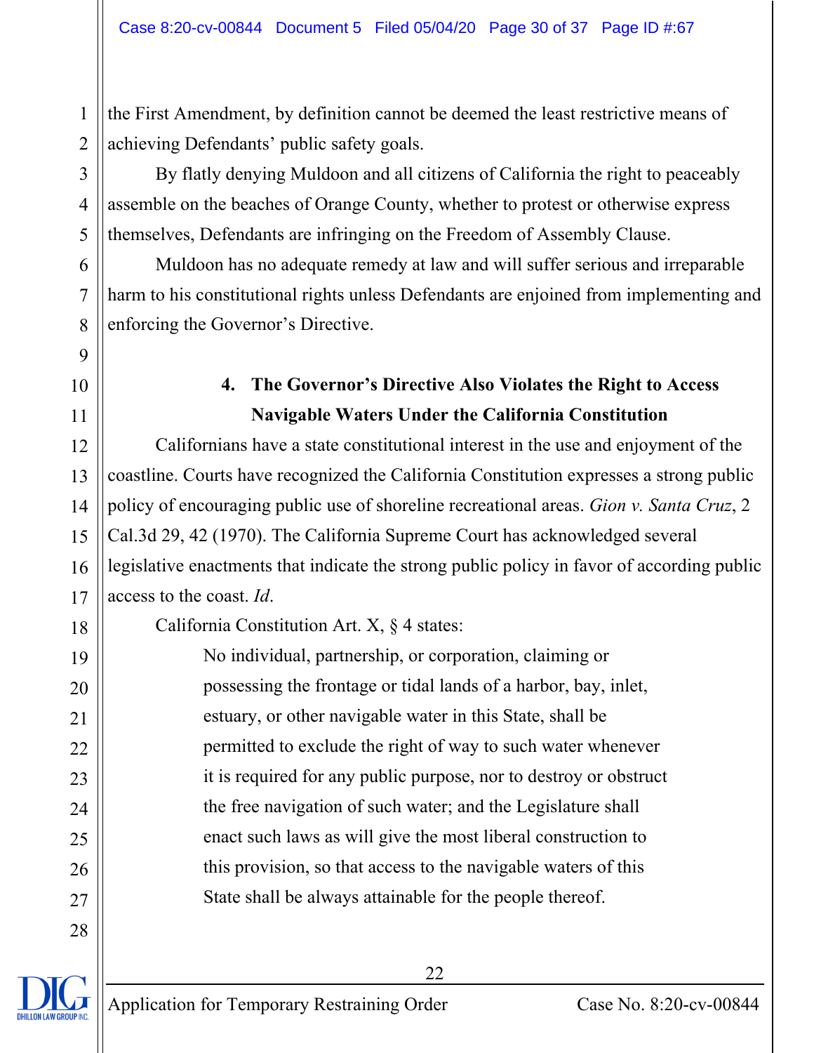the First Amendment, by definition cannot be deemed the least restrictive means of achieving Defendants' public safety goals.

By flatly denying Muldoon and all citizens of California the right to peaceably assemble on the beaches of Orange County, whether to protest or otherwise express themselves, Defendants are infringing on the Freedom of Assembly Clause.

Muldoon has no adequate remedy at law and will suffer serious and irreparable harm to his constitutional rights unless Defendants are enjoined from implementing and enforcing the Governor's Directive.

### 4. The Governor's Directive Also Violates the Right to Access Navigable Waters Under the California Constitution

Californians have a state constitutional interest in the use and enjoyment of the coastline. Courts have recognized the California Constitution expresses a strong public policy of encouraging public use of shoreline recreational areas. *Gion v. Santa Cruz*, 2 Cal.3d 29, 42 (1970). The California Supreme Court has acknowledged several legislative enactments that indicate the strong public policy in favor of according public access to the coast. *Id*.

California Constitution Art. X, § 4 states:

> No individual, partnership, or corporation, claiming or possessing the frontage or tidal lands of a harbor, bay, inlet, estuary, or other navigable water in this State, shall be permitted to exclude the right of way to such water whenever it is required for any public purpose, nor to destroy or obstruct the free navigation of such water; and the Legislature shall enact such laws as will give the most liberal construction to this provision, so that access to the navigable waters of this State shall be always attainable for the people thereof.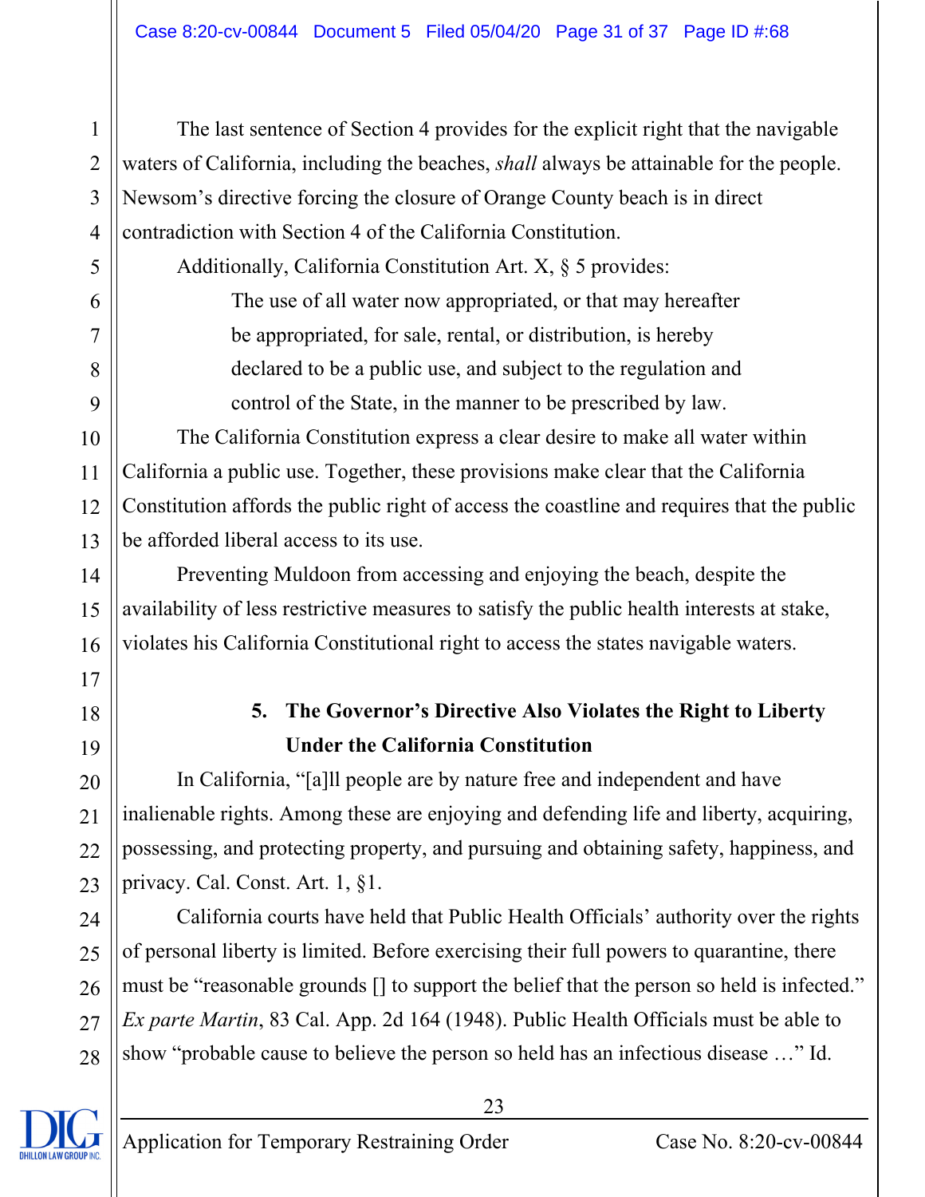The last sentence of Section 4 provides for the explicit right that the navigable waters of California, including the beaches, *shall* always be attainable for the people. Newsom's directive forcing the closure of Orange County beach is in direct contradiction with Section 4 of the California Constitution.

Additionally, California Constitution Art. X, § 5 provides:

> The use of all water now appropriated, or that may hereafter be appropriated, for sale, rental, or distribution, is hereby declared to be a public use, and subject to the regulation and control of the State, in the manner to be prescribed by law.

The California Constitution express a clear desire to make all water within California a public use. Together, these provisions make clear that the California Constitution affords the public right of access the coastline and requires that the public be afforded liberal access to its use.

Preventing Muldoon from accessing and enjoying the beach, despite the availability of less restrictive measures to satisfy the public health interests at stake, violates his California Constitutional right to access the states navigable waters.

### 5. The Governor's Directive Also Violates the Right to Liberty Under the California Constitution

In California, "[a]ll people are by nature free and independent and have inalienable rights. Among these are enjoying and defending life and liberty, acquiring, possessing, and protecting property, and pursuing and obtaining safety, happiness, and privacy. Cal. Const. Art. 1, §1.

California courts have held that Public Health Officials' authority over the rights of personal liberty is limited. Before exercising their full powers to quarantine, there must be "reasonable grounds [] to support the belief that the person so held is infected." *Ex parte Martin*, 83 Cal. App. 2d 164 (1948). Public Health Officials must be able to show "probable cause to believe the person so held has an infectious disease …" Id.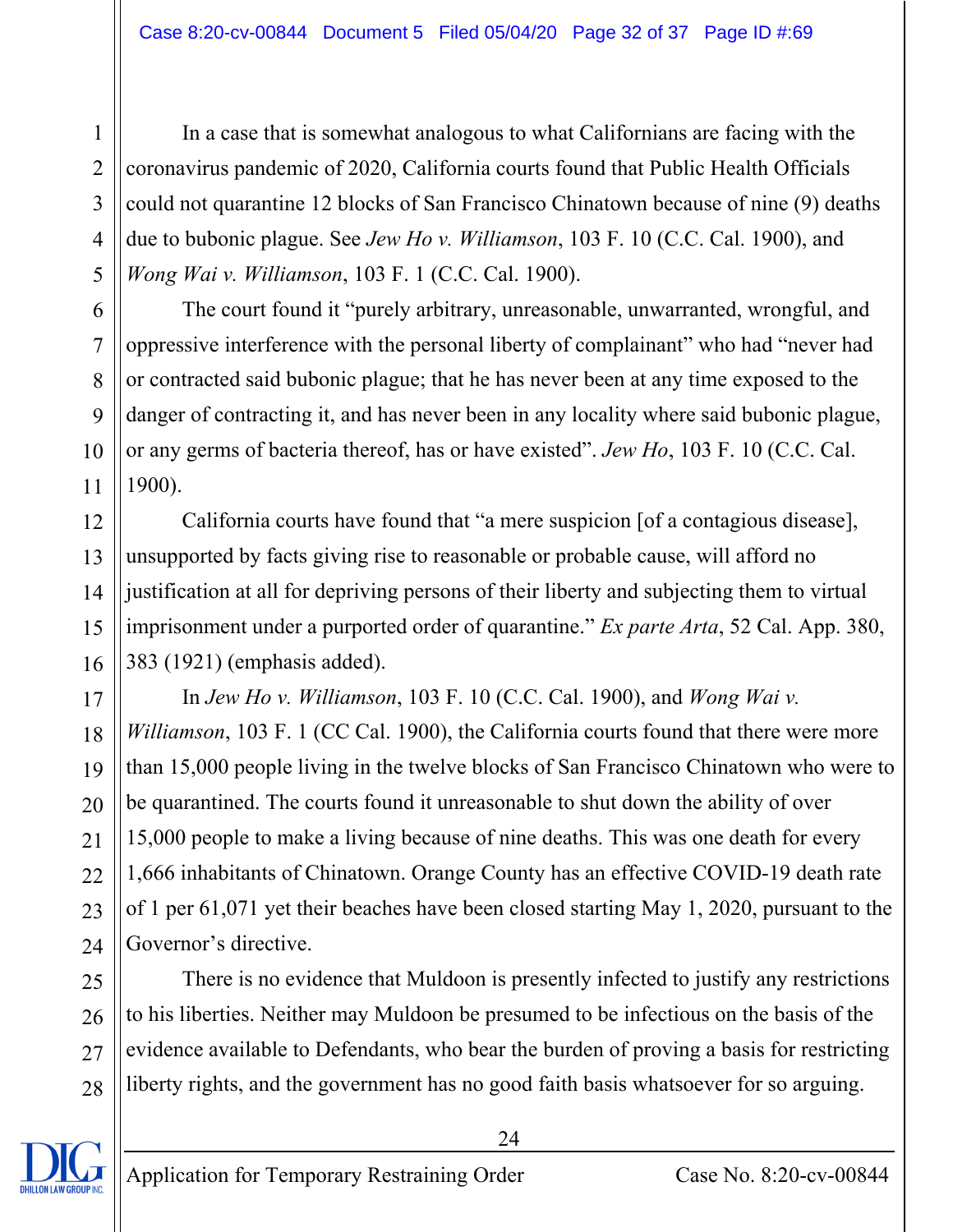In a case that is somewhat analogous to what Californians are facing with the coronavirus pandemic of 2020, California courts found that Public Health Officials could not quarantine 12 blocks of San Francisco Chinatown because of nine (9) deaths due to bubonic plague. See *Jew Ho v. Williamson*, 103 F. 10 (C.C. Cal. 1900), and *Wong Wai v. Williamson*, 103 F. 1 (C.C. Cal. 1900).

The court found it "purely arbitrary, unreasonable, unwarranted, wrongful, and oppressive interference with the personal liberty of complainant" who had "never had or contracted said bubonic plague; that he has never been at any time exposed to the danger of contracting it, and has never been in any locality where said bubonic plague, or any germs of bacteria thereof, has or have existed". *Jew Ho*, 103 F. 10 (C.C. Cal. 1900).

California courts have found that "a mere suspicion [of a contagious disease], unsupported by facts giving rise to reasonable or probable cause, will afford no justification at all for depriving persons of their liberty and subjecting them to virtual imprisonment under a purported order of quarantine." *Ex parte Arta*, 52 Cal. App. 380, 383 (1921) (emphasis added).

In *Jew Ho v. Williamson*, 103 F. 10 (C.C. Cal. 1900), and *Wong Wai v. Williamson*, 103 F. 1 (CC Cal. 1900), the California courts found that there were more than 15,000 people living in the twelve blocks of San Francisco Chinatown who were to be quarantined. The courts found it unreasonable to shut down the ability of over 15,000 people to make a living because of nine deaths. This was one death for every 1,666 inhabitants of Chinatown. Orange County has an effective COVID-19 death rate of 1 per 61,071 yet their beaches have been closed starting May 1, 2020, pursuant to the Governor's directive.

There is no evidence that Muldoon is presently infected to justify any restrictions to his liberties. Neither may Muldoon be presumed to be infectious on the basis of the evidence available to Defendants, who bear the burden of proving a basis for restricting liberty rights, and the government has no good faith basis whatsoever for so arguing.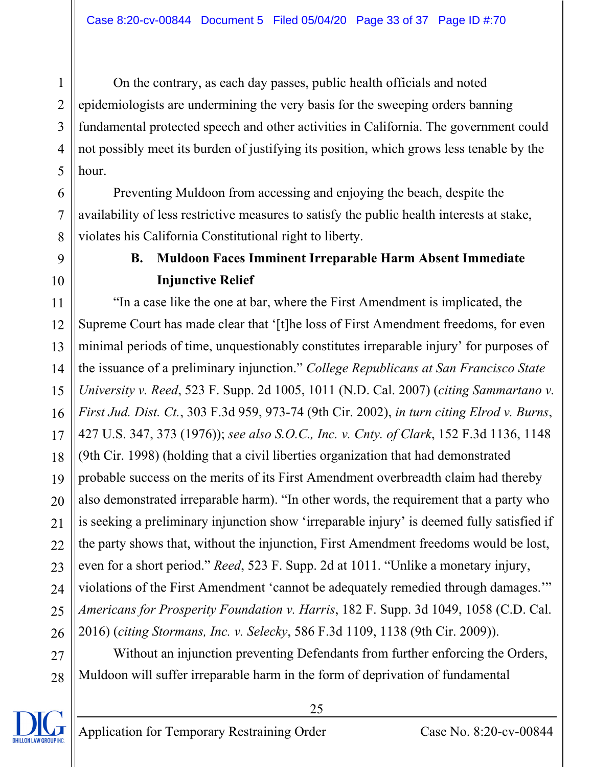On the contrary, as each day passes, public health officials and noted epidemiologists are undermining the very basis for the sweeping orders banning fundamental protected speech and other activities in California. The government could not possibly meet its burden of justifying its position, which grows less tenable by the hour.

Preventing Muldoon from accessing and enjoying the beach, despite the availability of less restrictive measures to satisfy the public health interests at stake, violates his California Constitutional right to liberty.

### B. Muldoon Faces Imminent Irreparable Harm Absent Immediate Injunctive Relief

"In a case like the one at bar, where the First Amendment is implicated, the Supreme Court has made clear that '[t]he loss of First Amendment freedoms, for even minimal periods of time, unquestionably constitutes irreparable injury' for purposes of the issuance of a preliminary injunction." *College Republicans at San Francisco State University v. Reed*, 523 F. Supp. 2d 1005, 1011 (N.D. Cal. 2007) (*citing Sammartano v. First Jud. Dist. Ct.*, 303 F.3d 959, 973-74 (9th Cir. 2002), *in turn citing Elrod v. Burns*, 427 U.S. 347, 373 (1976)); *see also S.O.C., Inc. v. Cnty. of Clark*, 152 F.3d 1136, 1148 (9th Cir. 1998) (holding that a civil liberties organization that had demonstrated probable success on the merits of its First Amendment overbreadth claim had thereby also demonstrated irreparable harm). "In other words, the requirement that a party who is seeking a preliminary injunction show 'irreparable injury' is deemed fully satisfied if the party shows that, without the injunction, First Amendment freedoms would be lost, even for a short period." *Reed*, 523 F. Supp. 2d at 1011. "Unlike a monetary injury, violations of the First Amendment 'cannot be adequately remedied through damages.'" *Americans for Prosperity Foundation v. Harris*, 182 F. Supp. 3d 1049, 1058 (C.D. Cal. 2016) (*citing Stormans, Inc. v. Selecky*, 586 F.3d 1109, 1138 (9th Cir. 2009)).

Without an injunction preventing Defendants from further enforcing the Orders, Muldoon will suffer irreparable harm in the form of deprivation of fundamental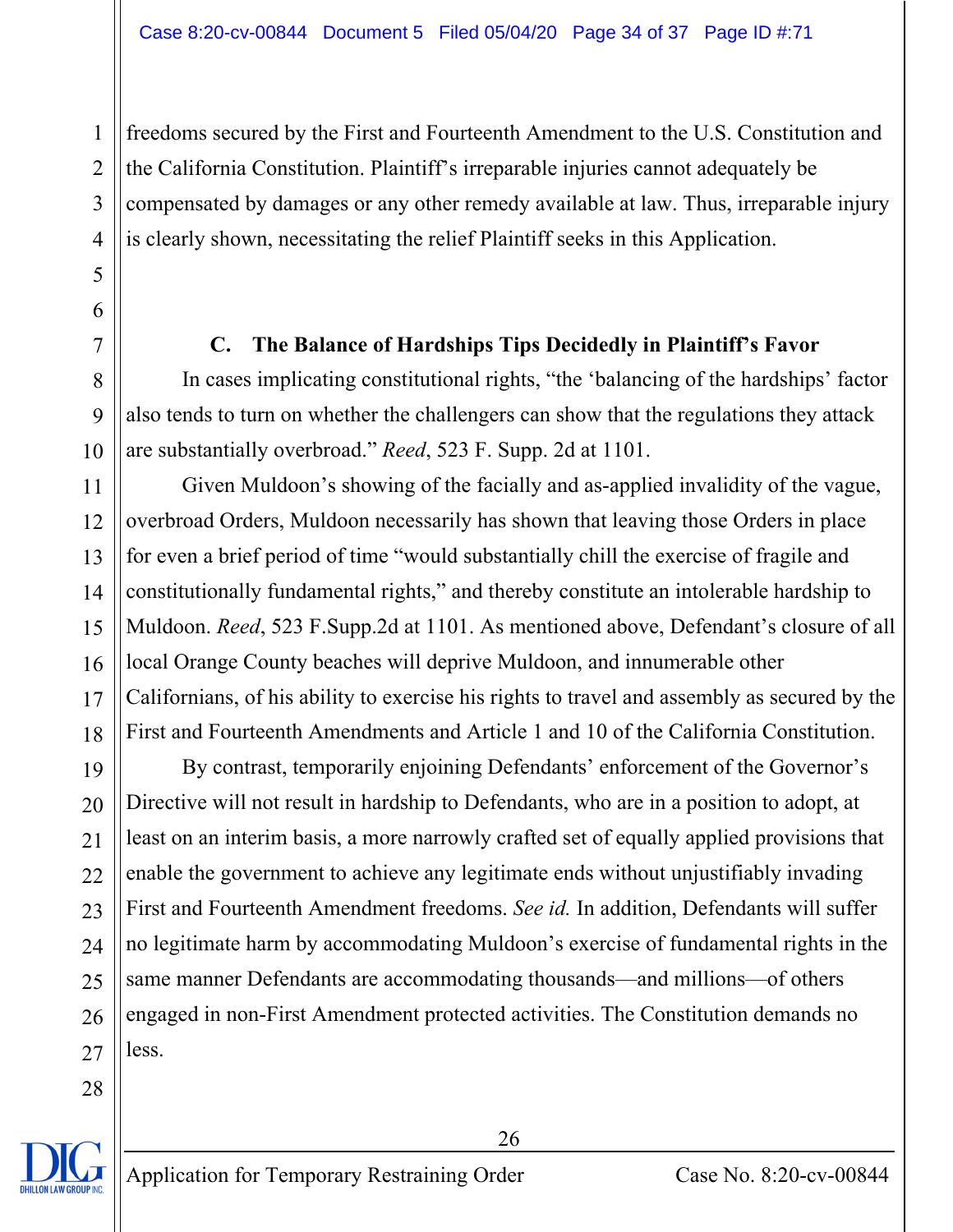freedoms secured by the First and Fourteenth Amendment to the U.S. Constitution and the California Constitution. Plaintiff's irreparable injuries cannot adequately be compensated by damages or any other remedy available at law. Thus, irreparable injury is clearly shown, necessitating the relief Plaintiff seeks in this Application.

### C. The Balance of Hardships Tips Decidedly in Plaintiff's Favor

In cases implicating constitutional rights, "the 'balancing of the hardships' factor also tends to turn on whether the challengers can show that the regulations they attack are substantially overbroad." *Reed*, 523 F. Supp. 2d at 1101.

Given Muldoon's showing of the facially and as-applied invalidity of the vague, overbroad Orders, Muldoon necessarily has shown that leaving those Orders in place for even a brief period of time "would substantially chill the exercise of fragile and constitutionally fundamental rights," and thereby constitute an intolerable hardship to Muldoon. *Reed*, 523 F.Supp.2d at 1101. As mentioned above, Defendant's closure of all local Orange County beaches will deprive Muldoon, and innumerable other Californians, of his ability to exercise his rights to travel and assembly as secured by the First and Fourteenth Amendments and Article 1 and 10 of the California Constitution.

By contrast, temporarily enjoining Defendants' enforcement of the Governor's Directive will not result in hardship to Defendants, who are in a position to adopt, at least on an interim basis, a more narrowly crafted set of equally applied provisions that enable the government to achieve any legitimate ends without unjustifiably invading First and Fourteenth Amendment freedoms. *See id.* In addition, Defendants will suffer no legitimate harm by accommodating Muldoon's exercise of fundamental rights in the same manner Defendants are accommodating thousands—and millions—of others engaged in non-First Amendment protected activities. The Constitution demands no less.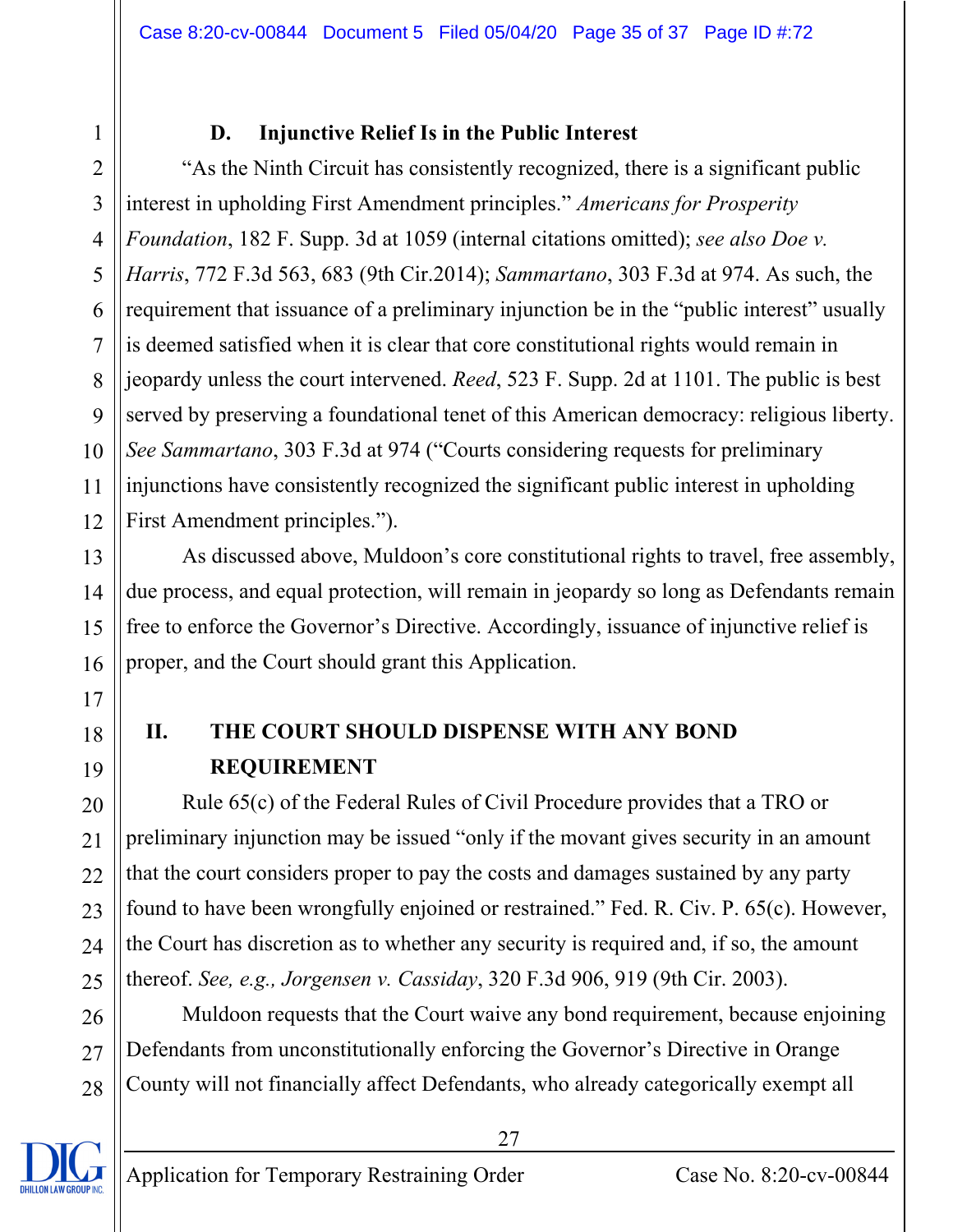### D. Injunctive Relief Is in the Public Interest

"As the Ninth Circuit has consistently recognized, there is a significant public interest in upholding First Amendment principles." *Americans for Prosperity Foundation*, 182 F. Supp. 3d at 1059 (internal citations omitted); *see also Doe v. Harris*, 772 F.3d 563, 683 (9th Cir.2014); *Sammartano*, 303 F.3d at 974. As such, the requirement that issuance of a preliminary injunction be in the "public interest" usually is deemed satisfied when it is clear that core constitutional rights would remain in jeopardy unless the court intervened. *Reed*, 523 F. Supp. 2d at 1101. The public is best served by preserving a foundational tenet of this American democracy: religious liberty. *See Sammartano*, 303 F.3d at 974 ("Courts considering requests for preliminary injunctions have consistently recognized the significant public interest in upholding First Amendment principles.").

As discussed above, Muldoon's core constitutional rights to travel, free assembly, due process, and equal protection, will remain in jeopardy so long as Defendants remain free to enforce the Governor's Directive. Accordingly, issuance of injunctive relief is proper, and the Court should grant this Application.

## II. THE COURT SHOULD DISPENSE WITH ANY BOND REQUIREMENT

Rule 65(c) of the Federal Rules of Civil Procedure provides that a TRO or preliminary injunction may be issued "only if the movant gives security in an amount that the court considers proper to pay the costs and damages sustained by any party found to have been wrongfully enjoined or restrained." Fed. R. Civ. P. 65(c). However, the Court has discretion as to whether any security is required and, if so, the amount thereof. *See, e.g., Jorgensen v. Cassiday*, 320 F.3d 906, 919 (9th Cir. 2003).

Muldoon requests that the Court waive any bond requirement, because enjoining Defendants from unconstitutionally enforcing the Governor's Directive in Orange County will not financially affect Defendants, who already categorically exempt all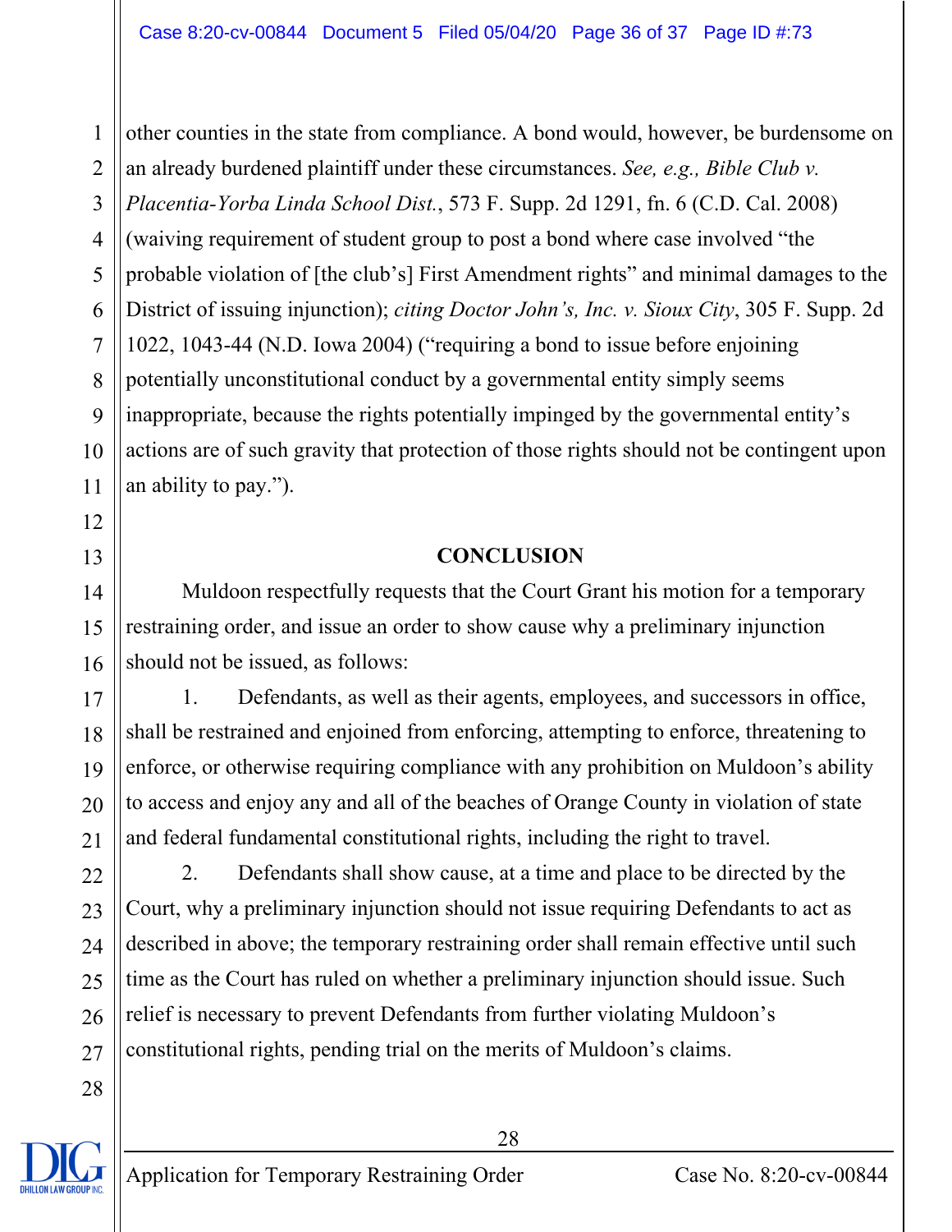other counties in the state from compliance. A bond would, however, be burdensome on an already burdened plaintiff under these circumstances. *See, e.g., Bible Club v. Placentia-Yorba Linda School Dist.*, 573 F. Supp. 2d 1291, fn. 6 (C.D. Cal. 2008) (waiving requirement of student group to post a bond where case involved "the probable violation of [the club's] First Amendment rights" and minimal damages to the District of issuing injunction); *citing Doctor John's, Inc. v. Sioux City*, 305 F. Supp. 2d 1022, 1043-44 (N.D. Iowa 2004) ("requiring a bond to issue before enjoining potentially unconstitutional conduct by a governmental entity simply seems inappropriate, because the rights potentially impinged by the governmental entity's actions are of such gravity that protection of those rights should not be contingent upon an ability to pay.").

## CONCLUSION

Muldoon respectfully requests that the Court Grant his motion for a temporary restraining order, and issue an order to show cause why a preliminary injunction should not be issued, as follows:

1. Defendants, as well as their agents, employees, and successors in office, shall be restrained and enjoined from enforcing, attempting to enforce, threatening to enforce, or otherwise requiring compliance with any prohibition on Muldoon's ability to access and enjoy any and all of the beaches of Orange County in violation of state and federal fundamental constitutional rights, including the right to travel.

2. Defendants shall show cause, at a time and place to be directed by the Court, why a preliminary injunction should not issue requiring Defendants to act as described in above; the temporary restraining order shall remain effective until such time as the Court has ruled on whether a preliminary injunction should issue. Such relief is necessary to prevent Defendants from further violating Muldoon's constitutional rights, pending trial on the merits of Muldoon's claims.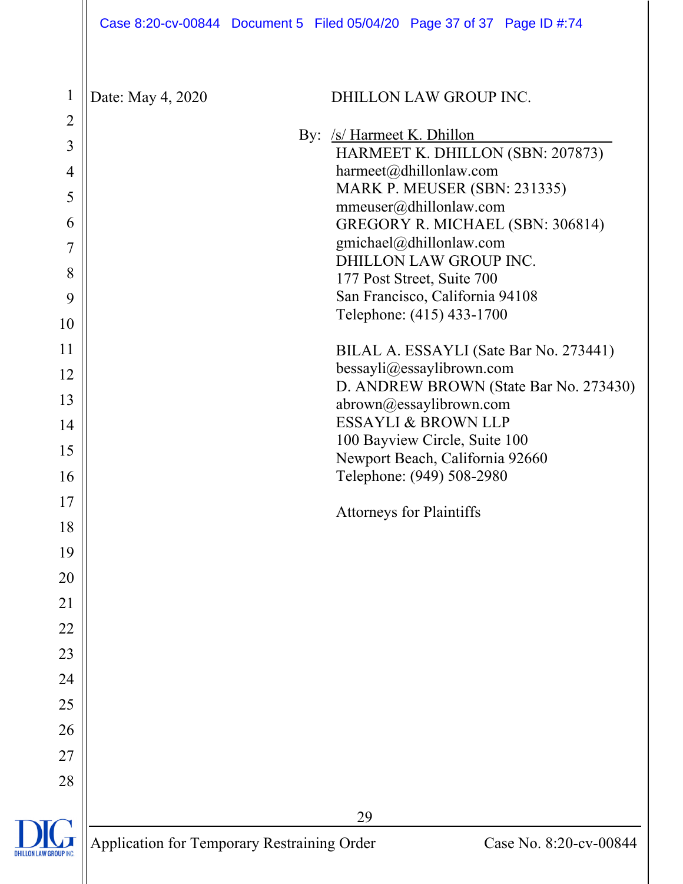Date: May 4, 2020

DHILLON LAW GROUP INC.

By: /s/ Harmeet K. Dhillon

HARMEET K. DHILLON (SBN: 207873)
harmeet@dhillonlaw.com
MARK P. MEUSER (SBN: 231335)
mmeuser@dhillonlaw.com
GREGORY R. MICHAEL (SBN: 306814)
gmichael@dhillonlaw.com
DHILLON LAW GROUP INC.
177 Post Street, Suite 700
San Francisco, California 94108
Telephone: (415) 433-1700

BILAL A. ESSAYLI (Sate Bar No. 273441)
bessayli@essaylibrown.com
D. ANDREW BROWN (State Bar No. 273430)
abrown@essaylibrown.com
ESSAYLI & BROWN LLP
100 Bayview Circle, Suite 100
Newport Beach, California 92660
Telephone: (949) 508-2980

Attorneys for Plaintiffs